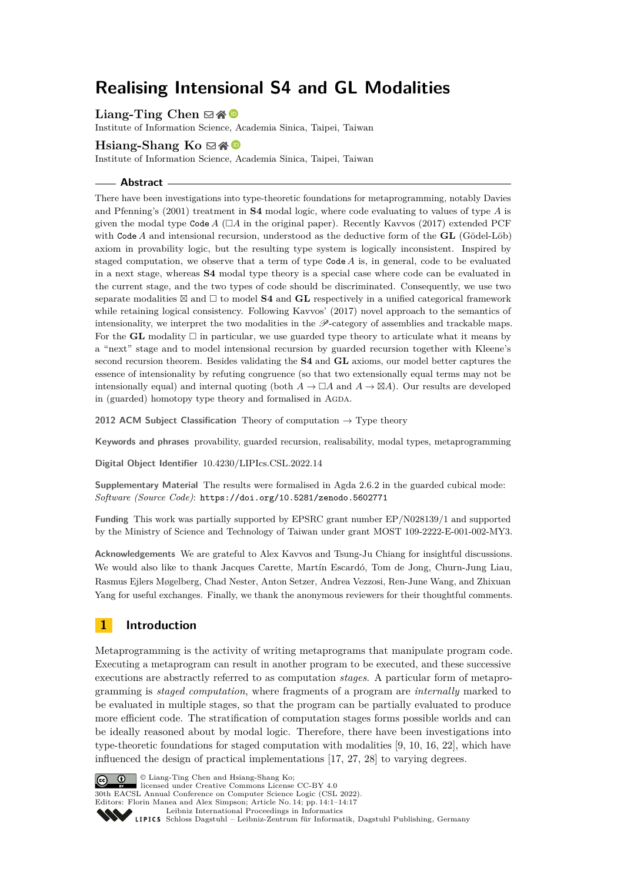# Realising Intensional S4 and GL Modalities

**Liang-Ting Chen**

Institute of Information Science, Academia Sinica, Taipei, Taiwan

**Hsiang-Shang Ko**

Institute of Information Science, Academia Sinica, Taipei, Taiwan

## Abstract

There have been investigations into type-theoretic foundations for metaprogramming, notably Davies and Pfenning's (2001) treatment in **S4** modal logic, where code evaluating to values of type $A$ is given the modal type $\texttt{Code}\,A$ ($\Box A$ in the original paper). Recently Kavvos (2017) extended PCF with $\texttt{Code}\,A$ and intensional recursion, understood as the deductive form of the **GL** (Gödel-Löb) axiom in provability logic, but the resulting type system is logically inconsistent. Inspired by staged computation, we observe that a term of type $\texttt{Code}\,A$ is, in general, code to be evaluated in a next stage, whereas **S4** modal type theory is a special case where code can be evaluated in the current stage, and the two types of code should be discriminated. Consequently, we use two separate modalities $\boxtimes$ and $\Box$ to model **S4** and **GL** respectively in a unified categorical framework while retaining logical consistency. Following Kavvos' (2017) novel approach to the semantics of intensionality, we interpret the two modalities in the $\mathscr{P}$-category of assemblies and trackable maps. For the **GL** modality $\Box$ in particular, we use guarded type theory to articulate what it means by a "next" stage and to model intensional recursion by guarded recursion together with Kleene's second recursion theorem. Besides validating the **S4** and **GL** axioms, our model better captures the essence of intensionality by refuting congruence (so that two extensionally equal terms may not be intensionally equal) and internal quoting (both $A \to \Box A$ and $A \to \boxtimes A$). Our results are developed in (guarded) homotopy type theory and formalised in Agda.

**2012 ACM Subject Classification** Theory of computation → Type theory

**Keywords and phrases** provability, guarded recursion, realisability, modal types, metaprogramming

**Digital Object Identifier** 10.4230/LIPIcs.CSL.2022.14

**Supplementary Material** The results were formalised in Agda 2.6.2 in the guarded cubical mode: *Software (Source Code)*: `https://doi.org/10.5281/zenodo.5602771`

**Funding** This work was partially supported by EPSRC grant number EP/N028139/1 and supported by the Ministry of Science and Technology of Taiwan under grant MOST 109-2222-E-001-002-MY3.

**Acknowledgements** We are grateful to Alex Kavvos and Tsung-Ju Chiang for insightful discussions. We would also like to thank Jacques Carette, Martín Escardó, Tom de Jong, Churn-Jung Liau, Rasmus Ejlers Møgelberg, Chad Nester, Anton Setzer, Andrea Vezzosi, Ren-June Wang, and Zhixuan Yang for useful exchanges. Finally, we thank the anonymous reviewers for their thoughtful comments.

## 1 Introduction

Metaprogramming is the activity of writing metaprograms that manipulate program code. Executing a metaprogram can result in another program to be executed, and these successive executions are abstractly referred to as computation *stages*. A particular form of metaprogramming is *staged computation*, where fragments of a program are *internally* marked to be evaluated in multiple stages, so that the program can be partially evaluated to produce more efficient code. The stratification of computation stages forms possible worlds and can be ideally reasoned about by modal logic. Therefore, there have been investigations into type-theoretic foundations for staged computation with modalities [9, 10, 16, 22], which have influenced the design of practical implementations [17, 27, 28] to varying degrees.

© Liang-Ting Chen and Hsiang-Shang Ko;
licensed under Creative Commons License CC-BY 4.0
30th EACSL Annual Conference on Computer Science Logic (CSL 2022).
Editors: Florin Manea and Alex Simpson; Article No. 14; pp. 14:1–14:17
Leibniz International Proceedings in Informatics
Schloss Dagstuhl – Leibniz-Zentrum für Informatik, Dagstuhl Publishing, Germany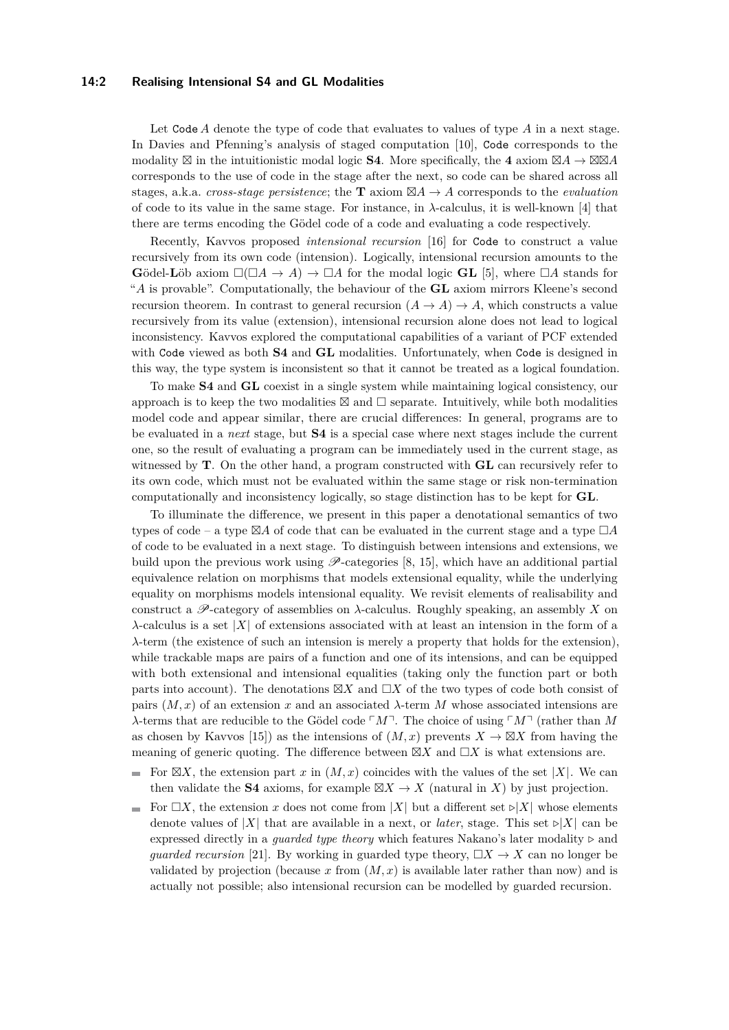Let `Code` $A$ denote the type of code that evaluates to values of type $A$ in a next stage. In Davies and Pfenning's analysis of staged computation [10], `Code` corresponds to the modality $\boxtimes$ in the intuitionistic modal logic **S4**. More specifically, the **4** axiom $\boxtimes A \to \boxtimes\boxtimes A$ corresponds to the use of code in the stage after the next, so code can be shared across all stages, a.k.a. *cross-stage persistence*; the **T** axiom $\boxtimes A \to A$ corresponds to the *evaluation* of code to its value in the same stage. For instance, in $\lambda$-calculus, it is well-known [4] that there are terms encoding the Gödel code of a code and evaluating a code respectively.

Recently, Kavvos proposed *intensional recursion* [16] for `Code` to construct a value recursively from its own code (intension). Logically, intensional recursion amounts to the **G**ödel-**L**öb axiom $\Box(\Box A \to A) \to \Box A$ for the modal logic **GL** [5], where $\Box A$ stands for "$A$ is provable". Computationally, the behaviour of the **GL** axiom mirrors Kleene's second recursion theorem. In contrast to general recursion $(A \to A) \to A$, which constructs a value recursively from its value (extension), intensional recursion alone does not lead to logical inconsistency. Kavvos explored the computational capabilities of a variant of PCF extended with `Code` viewed as both **S4** and **GL** modalities. Unfortunately, when `Code` is designed in this way, the type system is inconsistent so that it cannot be treated as a logical foundation.

To make **S4** and **GL** coexist in a single system while maintaining logical consistency, our approach is to keep the two modalities $\boxtimes$ and $\Box$ separate. Intuitively, while both modalities model code and appear similar, there are crucial differences: In general, programs are to be evaluated in a *next* stage, but **S4** is a special case where next stages include the current one, so the result of evaluating a program can be immediately used in the current stage, as witnessed by **T**. On the other hand, a program constructed with **GL** can recursively refer to its own code, which must not be evaluated within the same stage or risk non-termination computationally and inconsistency logically, so stage distinction has to be kept for **GL**.

To illuminate the difference, we present in this paper a denotational semantics of two types of code – a type $\boxtimes A$ of code that can be evaluated in the current stage and a type $\Box A$ of code to be evaluated in a next stage. To distinguish between intensions and extensions, we build upon the previous work using $\mathscr{P}$-categories [8, 15], which have an additional partial equivalence relation on morphisms that models extensional equality, while the underlying equality on morphisms models intensional equality. We revisit elements of realisability and construct a $\mathscr{P}$-category of assemblies on $\lambda$-calculus. Roughly speaking, an assembly $X$ on $\lambda$-calculus is a set $|X|$ of extensions associated with at least an intension in the form of a $\lambda$-term (the existence of such an intension is merely a property that holds for the extension), while trackable maps are pairs of a function and one of its intensions, and can be equipped with both extensional and intensional equalities (taking only the function part or both parts into account). The denotations $\boxtimes X$ and $\Box X$ of the two types of code both consist of pairs $(M, x)$ of an extension $x$ and an associated $\lambda$-term $M$ whose associated intensions are $\lambda$-terms that are reducible to the Gödel code $\ulcorner M \urcorner$. The choice of using $\ulcorner M \urcorner$ (rather than $M$ as chosen by Kavvos [15]) as the intensions of $(M, x)$ prevents $X \to \boxtimes X$ from having the meaning of generic quoting. The difference between $\boxtimes X$ and $\Box X$ is what extensions are.

- For $\boxtimes X$, the extension part $x$ in $(M, x)$ coincides with the values of the set $|X|$. We can then validate the **S4** axioms, for example $\boxtimes X \to X$ (natural in $X$) by just projection.
- For $\Box X$, the extension $x$ does not come from $|X|$ but a different set $\triangleright|X|$ whose elements denote values of $|X|$ that are available in a next, or *later*, stage. This set $\triangleright|X|$ can be expressed directly in a *guarded type theory* which features Nakano's later modality $\triangleright$ and *guarded recursion* [21]. By working in guarded type theory, $\Box X \to X$ can no longer be validated by projection (because $x$ from $(M, x)$ is available later rather than now) and is actually not possible; also intensional recursion can be modelled by guarded recursion.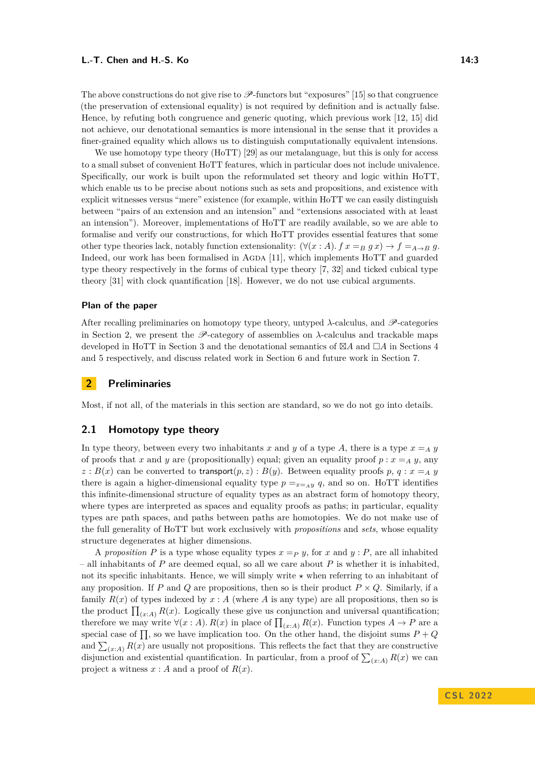The above constructions do not give rise to $\mathscr{P}$-functors but "exposures" [15] so that congruence (the preservation of extensional equality) is not required by definition and is actually false. Hence, by refuting both congruence and generic quoting, which previous work [12, 15] did not achieve, our denotational semantics is more intensional in the sense that it provides a finer-grained equality which allows us to distinguish computationally equivalent intensions.

We use homotopy type theory (HoTT) [29] as our metalanguage, but this is only for access to a small subset of convenient HoTT features, which in particular does not include univalence. Specifically, our work is built upon the reformulated set theory and logic within HoTT, which enable us to be precise about notions such as sets and propositions, and existence with explicit witnesses versus "mere" existence (for example, within HoTT we can easily distinguish between "pairs of an extension and an intension" and "extensions associated with at least an intension"). Moreover, implementations of HoTT are readily available, so we are able to formalise and verify our constructions, for which HoTT provides essential features that some other type theories lack, notably function extensionality: $(\forall(x : A).\, f\,x =_B g\,x) \to f =_{A\to B} g$. Indeed, our work has been formalised in Agda [11], which implements HoTT and guarded type theory respectively in the forms of cubical type theory [7, 32] and ticked cubical type theory [31] with clock quantification [18]. However, we do not use cubical arguments.

### Plan of the paper

After recalling preliminaries on homotopy type theory, untyped $\lambda$-calculus, and $\mathscr{P}$-categories in Section 2, we present the $\mathscr{P}$-category of assemblies on $\lambda$-calculus and trackable maps developed in HoTT in Section 3 and the denotational semantics of $\boxtimes A$ and $\Box A$ in Sections 4 and 5 respectively, and discuss related work in Section 6 and future work in Section 7.

## 2 Preliminaries

Most, if not all, of the materials in this section are standard, so we do not go into details.

### 2.1 Homotopy type theory

In type theory, between every two inhabitants $x$ and $y$ of a type $A$, there is a type $x =_A y$ of proofs that $x$ and $y$ are (propositionally) equal; given an equality proof $p : x =_A y$, any $z : B(x)$ can be converted to $\mathsf{transport}(p, z) : B(y)$. Between equality proofs $p, q : x =_A y$ there is again a higher-dimensional equality type $p =_{x=_A y} q$, and so on. HoTT identifies this infinite-dimensional structure of equality types as an abstract form of homotopy theory, where types are interpreted as spaces and equality proofs as paths; in particular, equality types are path spaces, and paths between paths are homotopies. We do not make use of the full generality of HoTT but work exclusively with *propositions* and *sets*, whose equality structure degenerates at higher dimensions.

A *proposition* $P$ is a type whose equality types $x =_P y$, for $x$ and $y : P$, are all inhabited – all inhabitants of $P$ are deemed equal, so all we care about $P$ is whether it is inhabited, not its specific inhabitants. Hence, we will simply write $\star$ when referring to an inhabitant of any proposition. If $P$ and $Q$ are propositions, then so is their product $P \times Q$. Similarly, if a family $R(x)$ of types indexed by $x : A$ (where $A$ is any type) are all propositions, then so is the product $\prod_{(x:A)} R(x)$. Logically these give us conjunction and universal quantification; therefore we may write $\forall(x : A).\, R(x)$ in place of $\prod_{(x:A)} R(x)$. Function types $A \to P$ are a special case of $\prod$, so we have implication too. On the other hand, the disjoint sums $P + Q$ and $\sum_{(x:A)} R(x)$ are usually not propositions. This reflects the fact that they are constructive disjunction and existential quantification. In particular, from a proof of $\sum_{(x:A)} R(x)$ we can project a witness $x : A$ and a proof of $R(x)$.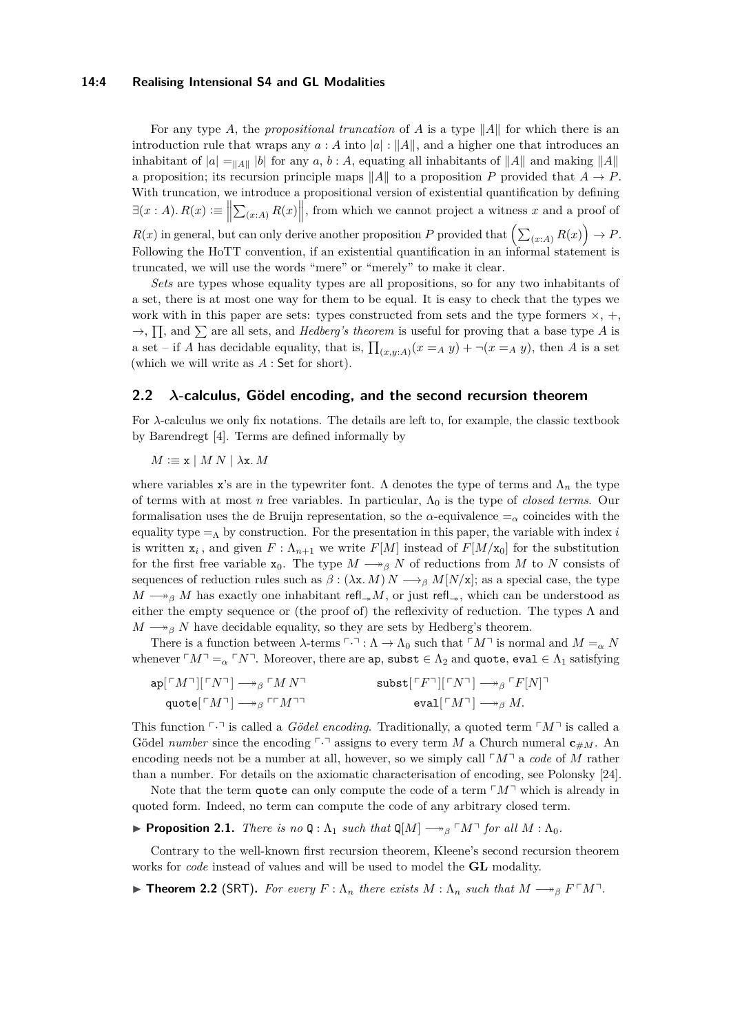For any type $A$, the *propositional truncation* of $A$ is a type $\|A\|$ for which there is an introduction rule that wraps any $a : A$ into $|a| : \|A\|$, and a higher one that introduces an inhabitant of $|a| =_{\|A\|} |b|$ for any $a$, $b : A$, equating all inhabitants of $\|A\|$ and making $\|A\|$ a proposition; its recursion principle maps $\|A\|$ to a proposition $P$ provided that $A \to P$. With truncation, we introduce a propositional version of existential quantification by defining $\exists(x : A).\, R(x) :\equiv \left\|\sum_{(x:A)} R(x)\right\|$, from which we cannot project a witness $x$ and a proof of $R(x)$ in general, but can only derive another proposition $P$ provided that $\left(\sum_{(x:A)} R(x)\right) \to P$. Following the HoTT convention, if an existential quantification in an informal statement is truncated, we will use the words "mere" or "merely" to make it clear.

*Sets* are types whose equality types are all propositions, so for any two inhabitants of a set, there is at most one way for them to be equal. It is easy to check that the types we work with in this paper are sets: types constructed from sets and the type formers $\times$, $+$, $\to$, $\prod$, and $\sum$ are all sets, and *Hedberg's theorem* is useful for proving that a base type $A$ is a set – if $A$ has decidable equality, that is, $\prod_{(x,y:A)}(x =_A y) + \neg(x =_A y)$, then $A$ is a set (which we will write as $A : \mathsf{Set}$ for short).

## 2.2 $\lambda$-calculus, Gödel encoding, and the second recursion theorem

For $\lambda$-calculus we only fix notations. The details are left to, for example, the classic textbook by Barendregt [4]. Terms are defined informally by

$$M :\equiv \mathtt{x} \mid M\, N \mid \lambda\mathtt{x}.\, M$$

where variables $\mathtt{x}$'s are in the typewriter font. $\Lambda$ denotes the type of terms and $\Lambda_n$ the type of terms with at most $n$ free variables. In particular, $\Lambda_0$ is the type of *closed terms*. Our formalisation uses the de Bruijn representation, so the $\alpha$-equivalence $=_\alpha$ coincides with the equality type $=_\Lambda$ by construction. For the presentation in this paper, the variable with index $i$ is written $\mathtt{x}_i$, and given $F : \Lambda_{n+1}$ we write $F[M]$ instead of $F[M/\mathtt{x}_0]$ for the substitution for the first free variable $\mathtt{x}_0$. The type $M \twoheadrightarrow_\beta N$ of reductions from $M$ to $N$ consists of sequences of reduction rules such as $\beta : (\lambda\mathtt{x}.\, M)\, N \longrightarrow_\beta M[N/\mathtt{x}]$; as a special case, the type $M \twoheadrightarrow_\beta M$ has exactly one inhabitant $\mathsf{refl}_{\twoheadrightarrow} M$, or just $\mathsf{refl}_{\twoheadrightarrow}$, which can be understood as either the empty sequence or (the proof of) the reflexivity of reduction. The types $\Lambda$ and $M \twoheadrightarrow_\beta N$ have decidable equality, so they are sets by Hedberg's theorem.

There is a function between $\lambda$-terms $\ulcorner\cdot\urcorner : \Lambda \to \Lambda_0$ such that $\ulcorner M\urcorner$ is normal and $M =_\alpha N$ whenever $\ulcorner M\urcorner =_\alpha \ulcorner N\urcorner$. Moreover, there are $\mathtt{ap}$, $\mathtt{subst} \in \Lambda_2$ and $\mathtt{quote}$, $\mathtt{eval} \in \Lambda_1$ satisfying

$$\mathtt{ap}[\ulcorner M\urcorner][\ulcorner N\urcorner] \twoheadrightarrow_\beta \ulcorner M\, N\urcorner \qquad\qquad \mathtt{subst}[\ulcorner F\urcorner][\ulcorner N\urcorner] \twoheadrightarrow_\beta \ulcorner F[N]\urcorner$$
$$\mathtt{quote}[\ulcorner M\urcorner] \twoheadrightarrow_\beta \ulcorner\ulcorner M\urcorner\urcorner \qquad\qquad \mathtt{eval}[\ulcorner M\urcorner] \twoheadrightarrow_\beta M.$$

This function $\ulcorner\cdot\urcorner$ is called a *Gödel encoding*. Traditionally, a quoted term $\ulcorner M\urcorner$ is called a Gödel *number* since the encoding $\ulcorner\cdot\urcorner$ assigns to every term $M$ a Church numeral $\mathbf{c}_{\#M}$. An encoding needs not be a number at all, however, so we simply call $\ulcorner M\urcorner$ a *code* of $M$ rather than a number. For details on the axiomatic characterisation of encoding, see Polonsky [24].

Note that the term $\mathtt{quote}$ can only compute the code of a term $\ulcorner M\urcorner$ which is already in quoted form. Indeed, no term can compute the code of any arbitrary closed term.

▶ **Proposition 2.1.** *There is no $\mathtt{Q} : \Lambda_1$ such that $\mathtt{Q}[M] \twoheadrightarrow_\beta \ulcorner M\urcorner$ for all $M : \Lambda_0$.*

Contrary to the well-known first recursion theorem, Kleene's second recursion theorem works for *code* instead of values and will be used to model the **GL** modality.

▶ **Theorem 2.2** (SRT). *For every $F : \Lambda_n$ there exists $M : \Lambda_n$ such that $M \twoheadrightarrow_\beta F\ulcorner M\urcorner$.*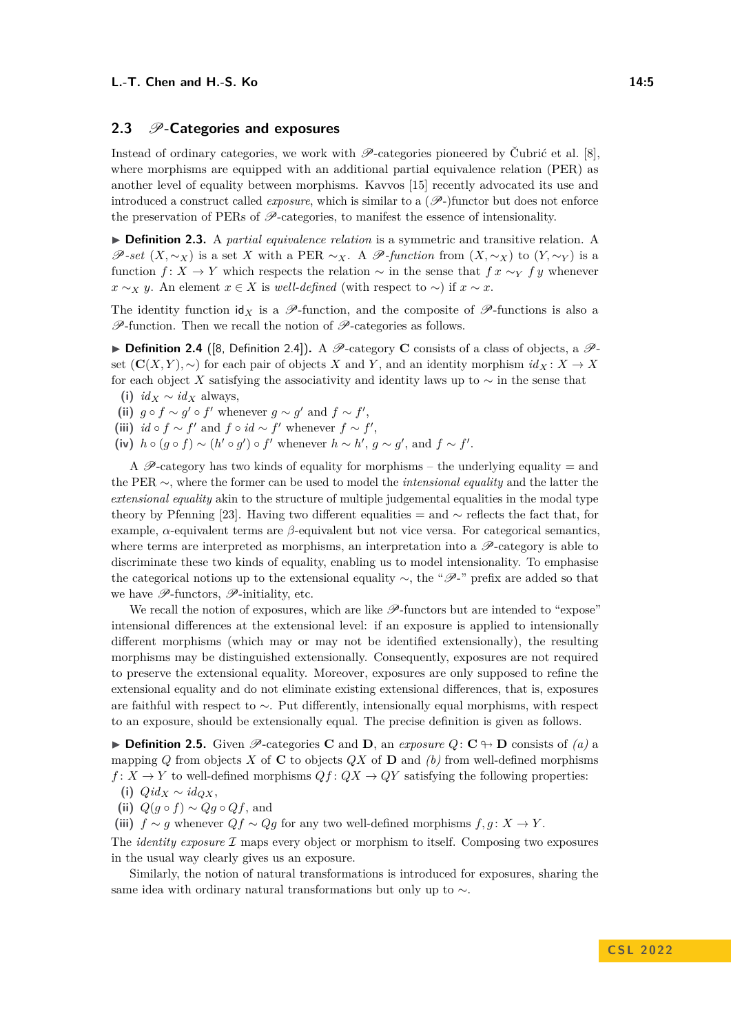## 2.3 $\mathscr{P}$-Categories and exposures

Instead of ordinary categories, we work with $\mathscr{P}$-categories pioneered by Čubrić et al. [8], where morphisms are equipped with an additional partial equivalence relation (PER) as another level of equality between morphisms. Kavvos [15] recently advocated its use and introduced a construct called *exposure*, which is similar to a ($\mathscr{P}$-)functor but does not enforce the preservation of PERs of $\mathscr{P}$-categories, to manifest the essence of intensionality.

▶ **Definition 2.3.** A *partial equivalence relation* is a symmetric and transitive relation. A *$\mathscr{P}$-set* $(X, \sim_X)$ is a set $X$ with a PER $\sim_X$. A *$\mathscr{P}$-function* from $(X, \sim_X)$ to $(Y, \sim_Y)$ is a function $f\colon X \to Y$ which respects the relation $\sim$ in the sense that $f\,x \sim_Y f\,y$ whenever $x \sim_X y$. An element $x \in X$ is *well-defined* (with respect to $\sim$) if $x \sim x$.

The identity function $\mathsf{id}_X$ is a $\mathscr{P}$-function, and the composite of $\mathscr{P}$-functions is also a $\mathscr{P}$-function. Then we recall the notion of $\mathscr{P}$-categories as follows.

▶ **Definition 2.4** ([8, Definition 2.4]). A $\mathscr{P}$-category $\mathbf{C}$ consists of a class of objects, a $\mathscr{P}$-set $(\mathbf{C}(X, Y), \sim)$ for each pair of objects $X$ and $Y$, and an identity morphism $id_X\colon X \to X$ for each object $X$ satisfying the associativity and identity laws up to $\sim$ in the sense that

- **(i)** $id_X \sim id_X$ always,
- **(ii)** $g \circ f \sim g' \circ f'$ whenever $g \sim g'$ and $f \sim f'$,
- **(iii)** $id \circ f \sim f'$ and $f \circ id \sim f'$ whenever $f \sim f'$,
- **(iv)** $h \circ (g \circ f) \sim (h' \circ g') \circ f'$ whenever $h \sim h'$, $g \sim g'$, and $f \sim f'$.

A $\mathscr{P}$-category has two kinds of equality for morphisms – the underlying equality $=$ and the PER $\sim$, where the former can be used to model the *intensional equality* and the latter the *extensional equality* akin to the structure of multiple judgemental equalities in the modal type theory by Pfenning [23]. Having two different equalities $=$ and $\sim$ reflects the fact that, for example, $\alpha$-equivalent terms are $\beta$-equivalent but not vice versa. For categorical semantics, where terms are interpreted as morphisms, an interpretation into a $\mathscr{P}$-category is able to discriminate these two kinds of equality, enabling us to model intensionality. To emphasise the categorical notions up to the extensional equality $\sim$, the "$\mathscr{P}$-" prefix are added so that we have $\mathscr{P}$-functors, $\mathscr{P}$-initiality, etc.

We recall the notion of exposures, which are like $\mathscr{P}$-functors but are intended to "expose" intensional differences at the extensional level: if an exposure is applied to intensionally different morphisms (which may or may not be identified extensionally), the resulting morphisms may be distinguished extensionally. Consequently, exposures are not required to preserve the extensional equality. Moreover, exposures are only supposed to refine the extensional equality and do not eliminate existing extensional differences, that is, exposures are faithful with respect to $\sim$. Put differently, intensionally equal morphisms, with respect to an exposure, should be extensionally equal. The precise definition is given as follows.

▶ **Definition 2.5.** Given $\mathscr{P}$-categories $\mathbf{C}$ and $\mathbf{D}$, an *exposure* $Q\colon \mathbf{C} \looparrowright \mathbf{D}$ consists of *(a)* a mapping $Q$ from objects $X$ of $\mathbf{C}$ to objects $QX$ of $\mathbf{D}$ and *(b)* from well-defined morphisms $f\colon X \to Y$ to well-defined morphisms $Qf\colon QX \to QY$ satisfying the following properties:

- **(i)** $Q\,id_X \sim id_{QX}$,
- **(ii)** $Q(g \circ f) \sim Qg \circ Qf$, and
- **(iii)** $f \sim g$ whenever $Qf \sim Qg$ for any two well-defined morphisms $f, g\colon X \to Y$.

The *identity exposure* $\mathcal{I}$ maps every object or morphism to itself. Composing two exposures in the usual way clearly gives us an exposure.

Similarly, the notion of natural transformations is introduced for exposures, sharing the same idea with ordinary natural transformations but only up to $\sim$.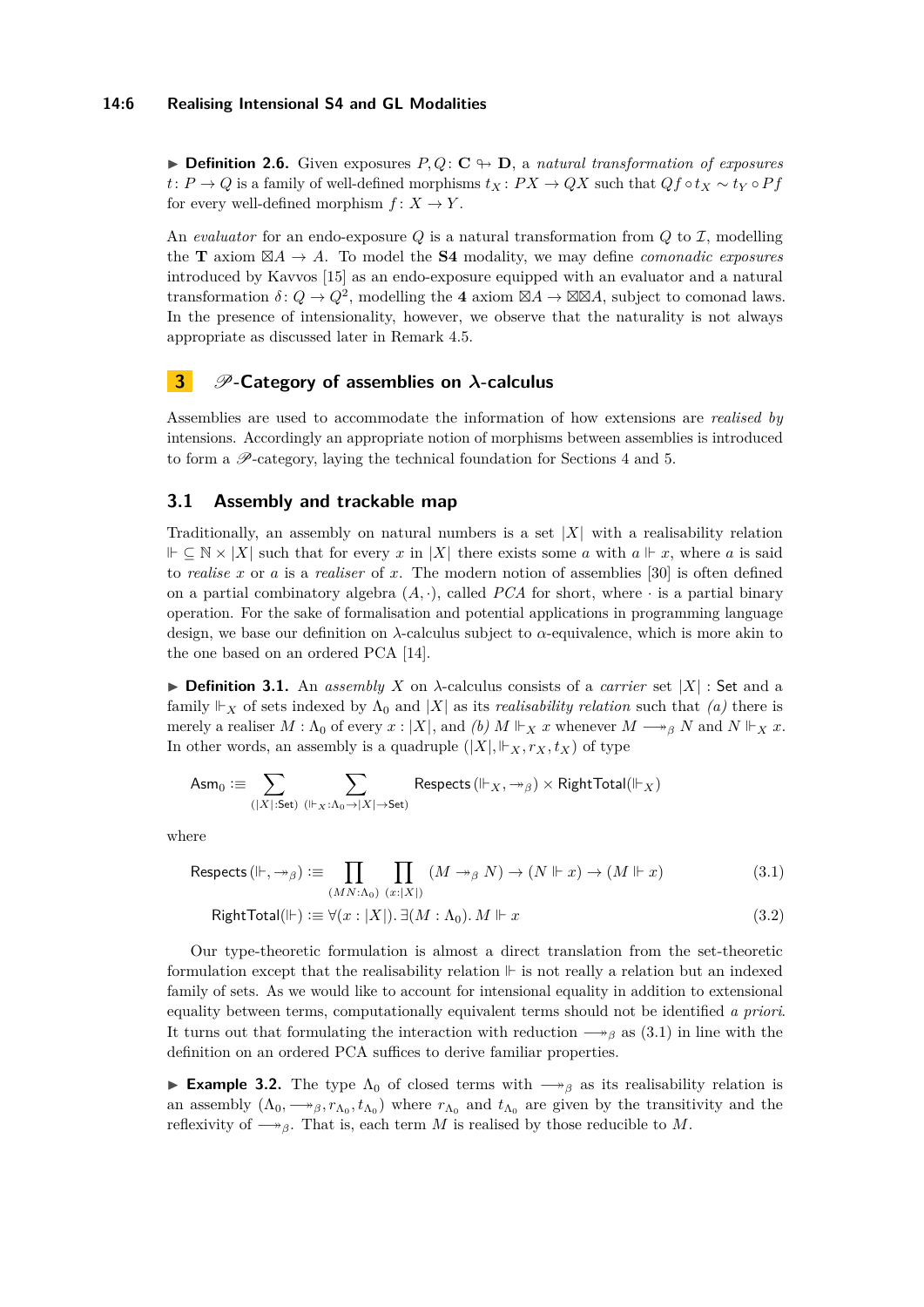**▶ Definition 2.6.** Given exposures $P, Q \colon \mathbf{C} \looparrowright \mathbf{D}$, a *natural transformation of exposures* $t \colon P \to Q$ is a family of well-defined morphisms $t_X \colon PX \to QX$ such that $Qf \circ t_X \sim t_Y \circ Pf$ for every well-defined morphism $f \colon X \to Y$.

An *evaluator* for an endo-exposure $Q$ is a natural transformation from $Q$ to $\mathcal{I}$, modelling the **T** axiom $\boxtimes A \to A$. To model the **S4** modality, we may define *comonadic exposures* introduced by Kavvos [15] as an endo-exposure equipped with an evaluator and a natural transformation $\delta \colon Q \to Q^2$, modelling the **4** axiom $\boxtimes A \to \boxtimes\boxtimes A$, subject to comonad laws. In the presence of intensionality, however, we observe that the naturality is not always appropriate as discussed later in Remark 4.5.

## 3 $\mathscr{P}$-Category of assemblies on $\lambda$-calculus

Assemblies are used to accommodate the information of how extensions are *realised by* intensions. Accordingly an appropriate notion of morphisms between assemblies is introduced to form a $\mathscr{P}$-category, laying the technical foundation for Sections 4 and 5.

### 3.1 Assembly and trackable map

Traditionally, an assembly on natural numbers is a set $|X|$ with a realisability relation $\Vdash \subseteq \mathbb{N} \times |X|$ such that for every $x$ in $|X|$ there exists some $a$ with $a \Vdash x$, where $a$ is said to *realise* $x$ or $a$ is a *realiser* of $x$. The modern notion of assemblies [30] is often defined on a partial combinatory algebra $(A, \cdot)$, called *PCA* for short, where $\cdot$ is a partial binary operation. For the sake of formalisation and potential applications in programming language design, we base our definition on $\lambda$-calculus subject to $\alpha$-equivalence, which is more akin to the one based on an ordered PCA [14].

**▶ Definition 3.1.** An *assembly* $X$ on $\lambda$-calculus consists of a *carrier* set $|X| : \mathsf{Set}$ and a family $\Vdash_X$ of sets indexed by $\Lambda_0$ and $|X|$ as its *realisability relation* such that *(a)* there is merely a realiser $M : \Lambda_0$ of every $x : |X|$, and *(b)* $M \Vdash_X x$ whenever $M \longrightarrow\!\!\!\!\!\rightarrow_\beta N$ and $N \Vdash_X x$. In other words, an assembly is a quadruple $(|X|, \Vdash_X, r_X, t_X)$ of type

$$\mathsf{Asm}_0 :\equiv \sum_{(|X|:\mathsf{Set})} \sum_{(\Vdash_X : \Lambda_0 \to |X| \to \mathsf{Set})} \mathsf{Respects}\,(\Vdash_X, \twoheadrightarrow_\beta) \times \mathsf{RightTotal}(\Vdash_X)$$

where

$$\mathsf{Respects}\,(\Vdash, \twoheadrightarrow_\beta) :\equiv \prod_{(MN:\Lambda_0)} \prod_{(x:|X|)} (M \twoheadrightarrow_\beta N) \to (N \Vdash x) \to (M \Vdash x) \tag{3.1}$$

$$\mathsf{RightTotal}(\Vdash) :\equiv \forall (x : |X|).\, \exists (M : \Lambda_0).\, M \Vdash x \tag{3.2}$$

Our type-theoretic formulation is almost a direct translation from the set-theoretic formulation except that the realisability relation $\Vdash$ is not really a relation but an indexed family of sets. As we would like to account for intensional equality in addition to extensional equality between terms, computationally equivalent terms should not be identified *a priori*. It turns out that formulating the interaction with reduction $\longrightarrow\!\!\!\!\!\rightarrow_\beta$ as (3.1) in line with the definition on an ordered PCA suffices to derive familiar properties.

**▶ Example 3.2.** The type $\Lambda_0$ of closed terms with $\longrightarrow\!\!\!\!\!\rightarrow_\beta$ as its realisability relation is an assembly $(\Lambda_0, \longrightarrow\!\!\!\!\!\rightarrow_\beta, r_{\Lambda_0}, t_{\Lambda_0})$ where $r_{\Lambda_0}$ and $t_{\Lambda_0}$ are given by the transitivity and the reflexivity of $\longrightarrow\!\!\!\!\!\rightarrow_\beta$. That is, each term $M$ is realised by those reducible to $M$.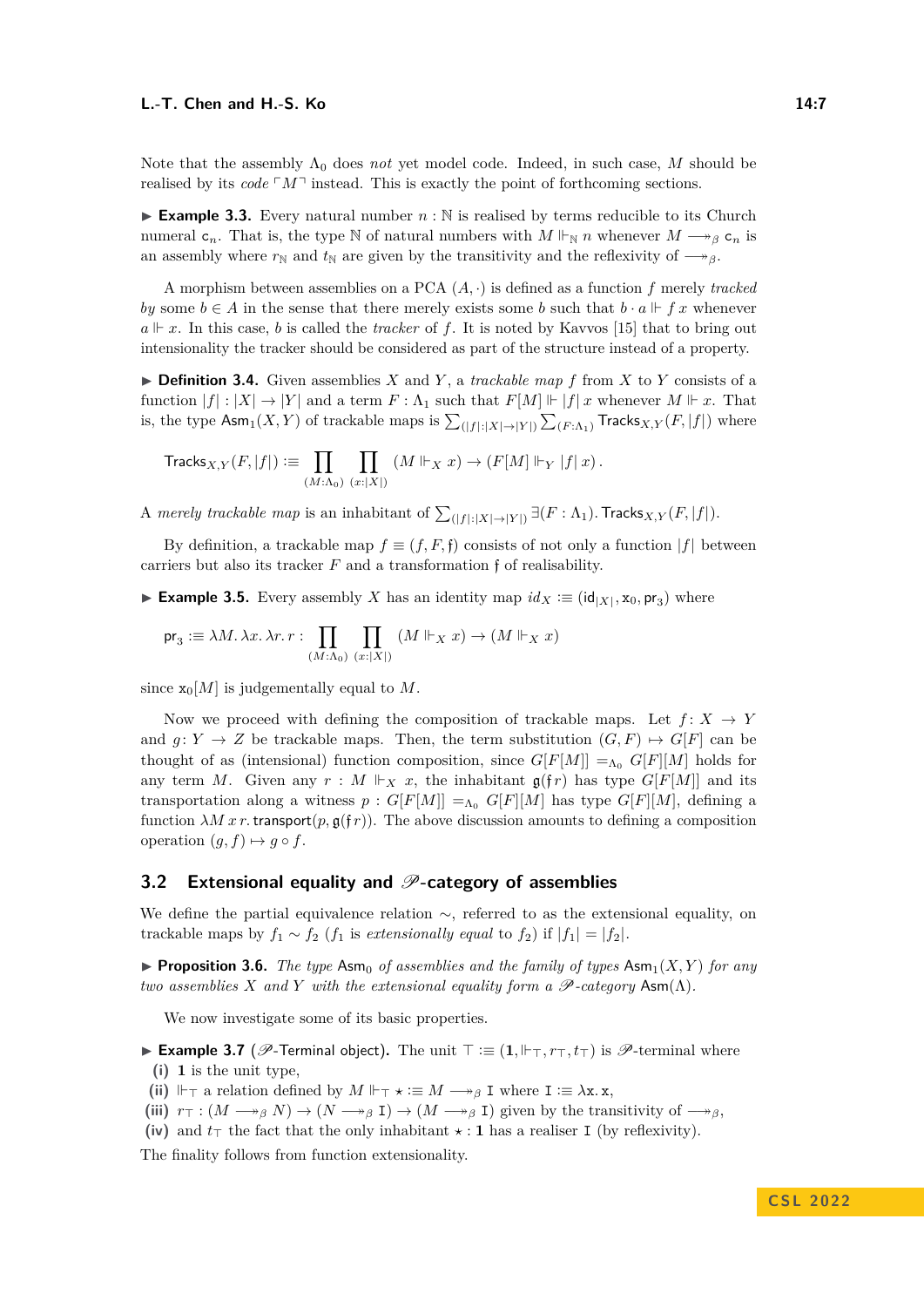Note that the assembly $\Lambda_0$ does *not* yet model code. Indeed, in such case, $M$ should be realised by its *code* $\ulcorner M \urcorner$ instead. This is exactly the point of forthcoming sections.

▶ **Example 3.3.** Every natural number $n : \mathbb{N}$ is realised by terms reducible to its Church numeral $\mathsf{c}_n$. That is, the type $\mathbb{N}$ of natural numbers with $M \Vdash_{\mathbb{N}} n$ whenever $M \longrightarrow\!\!\!\!\!\rightarrow_\beta \mathsf{c}_n$ is an assembly where $r_{\mathbb{N}}$ and $t_{\mathbb{N}}$ are given by the transitivity and the reflexivity of $\longrightarrow\!\!\!\!\!\rightarrow_\beta$.

A morphism between assemblies on a PCA $(A, \cdot)$ is defined as a function $f$ merely *tracked by* some $b \in A$ in the sense that there merely exists some $b$ such that $b \cdot a \Vdash f\, x$ whenever $a \Vdash x$. In this case, $b$ is called the *tracker* of $f$. It is noted by Kavvos [15] that to bring out intensionality the tracker should be considered as part of the structure instead of a property.

▶ **Definition 3.4.** Given assemblies $X$ and $Y$, a *trackable map* $f$ from $X$ to $Y$ consists of a function $|f| : |X| \to |Y|$ and a term $F : \Lambda_1$ such that $F[M] \Vdash |f|\, x$ whenever $M \Vdash x$. That is, the type $\mathsf{Asm}_1(X, Y)$ of trackable maps is $\sum_{(|f| : |X| \to |Y|)} \sum_{(F : \Lambda_1)} \mathsf{Tracks}_{X,Y}(F, |f|)$ where

$$\mathsf{Tracks}_{X,Y}(F, |f|) :\equiv \prod_{(M:\Lambda_0)} \prod_{(x:|X|)} (M \Vdash_X x) \to (F[M] \Vdash_Y |f|\, x)\,.$$

A *merely trackable map* is an inhabitant of $\sum_{(|f|:|X|\to|Y|)} \exists (F : \Lambda_1).\, \mathsf{Tracks}_{X,Y}(F, |f|)$.

By definition, a trackable map $f \equiv (f, F, \mathfrak{f})$ consists of not only a function $|f|$ between carriers but also its tracker $F$ and a transformation $\mathfrak{f}$ of realisability.

▶ **Example 3.5.** Every assembly $X$ has an identity map $id_X :\equiv (\mathsf{id}_{|X|}, \mathtt{x}_0, \mathsf{pr}_3)$ where

$$\mathsf{pr}_3 :\equiv \lambda M.\, \lambda x.\, \lambda r.\, r : \prod_{(M:\Lambda_0)} \prod_{(x:|X|)} (M \Vdash_X x) \to (M \Vdash_X x)$$

since $\mathtt{x}_0[M]$ is judgementally equal to $M$.

Now we proceed with defining the composition of trackable maps. Let $f : X \to Y$ and $g : Y \to Z$ be trackable maps. Then, the term substitution $(G, F) \mapsto G[F]$ can be thought of as (intensional) function composition, since $G[F[M]] =_{\Lambda_0} G[F][M]$ holds for any term $M$. Given any $r : M \Vdash_X x$, the inhabitant $\mathfrak{g}(\mathfrak{f}\, r)$ has type $G[F[M]]$ and its transportation along a witness $p : G[F[M]] =_{\Lambda_0} G[F][M]$ has type $G[F][M]$, defining a function $\lambda M\, x\, r.\, \mathsf{transport}(p, \mathfrak{g}(\mathfrak{f}\, r))$. The above discussion amounts to defining a composition operation $(g, f) \mapsto g \circ f$.

## 3.2 Extensional equality and $\mathscr{P}$-category of assemblies

We define the partial equivalence relation $\sim$, referred to as the extensional equality, on trackable maps by $f_1 \sim f_2$ ($f_1$ is *extensionally equal* to $f_2$) if $|f_1| = |f_2|$.

▶ **Proposition 3.6.** *The type* $\mathsf{Asm}_0$ *of assemblies and the family of types* $\mathsf{Asm}_1(X, Y)$ *for any two assemblies* $X$ *and* $Y$ *with the extensional equality form a* $\mathscr{P}$*-category* $\mathsf{Asm}(\Lambda)$*.*

We now investigate some of its basic properties.

▶ **Example 3.7** ($\mathscr{P}$-Terminal object)**.** The unit $\top :\equiv (\mathbf{1}, \Vdash_\top, r_\top, t_\top)$ is $\mathscr{P}$-terminal where

**(i)** $\mathbf{1}$ is the unit type,
**(ii)** $\Vdash_\top$ a relation defined by $M \Vdash_\top \star :\equiv M \longrightarrow\!\!\!\!\!\rightarrow_\beta \mathtt{I}$ where $\mathtt{I} :\equiv \lambda \mathtt{x}.\, \mathtt{x}$,
**(iii)** $r_\top : (M \longrightarrow\!\!\!\!\!\rightarrow_\beta N) \to (N \longrightarrow\!\!\!\!\!\rightarrow_\beta \mathtt{I}) \to (M \longrightarrow\!\!\!\!\!\rightarrow_\beta \mathtt{I})$ given by the transitivity of $\longrightarrow\!\!\!\!\!\rightarrow_\beta$,
**(iv)** and $t_\top$ the fact that the only inhabitant $\star : \mathbf{1}$ has a realiser $\mathtt{I}$ (by reflexivity).

The finality follows from function extensionality.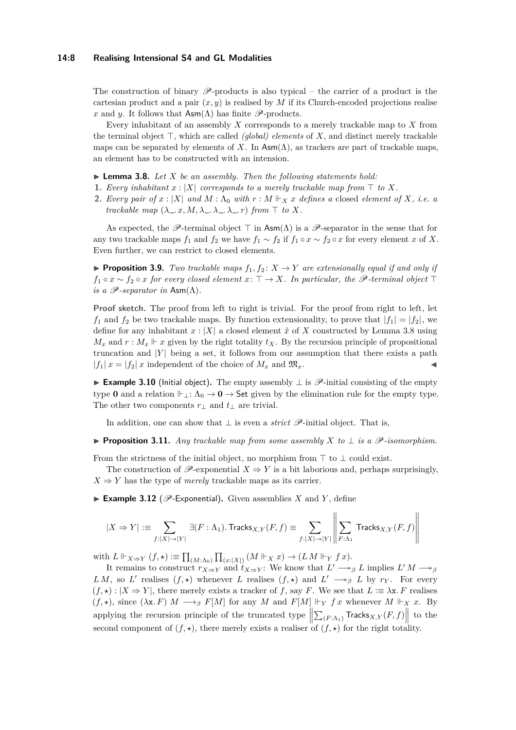The construction of binary $\mathscr{P}$-products is also typical – the carrier of a product is the cartesian product and a pair $(x, y)$ is realised by $M$ if its Church-encoded projections realise $x$ and $y$. It follows that $\mathsf{Asm}(\Lambda)$ has finite $\mathscr{P}$-products.

Every inhabitant of an assembly $X$ corresponds to a merely trackable map to $X$ from the terminal object $\top$, which are called *(global) elements* of $X$, and distinct merely trackable maps can be separated by elements of $X$. In $\mathsf{Asm}(\Lambda)$, as trackers are part of trackable maps, an element has to be constructed with an intension.

▶ **Lemma 3.8.** *Let $X$ be an assembly. Then the following statements hold:*

1. *Every inhabitant $x : |X|$ corresponds to a merely trackable map from $\top$ to $X$.*
2. *Every pair of $x : |X|$ and $M : \Lambda_0$ with $r : M \Vdash_X x$ defines a* closed *element of $X$, i.e. a trackable map $(\lambda\_.\, x, M, \lambda\_.\, \lambda\_.\, \lambda\_.\, r)$ from $\top$ to $X$.*

As expected, the $\mathscr{P}$-terminal object $\top$ in $\mathsf{Asm}(\Lambda)$ is a $\mathscr{P}$-separator in the sense that for any two trackable maps $f_1$ and $f_2$ we have $f_1 \sim f_2$ if $f_1 \circ x \sim f_2 \circ x$ for every element $x$ of $X$. Even further, we can restrict to closed elements.

▶ **Proposition 3.9.** *Two trackable maps $f_1, f_2 \colon X \to Y$ are extensionally equal if and only if $f_1 \circ x \sim f_2 \circ x$ for every closed element $x \colon \top \to X$. In particular, the $\mathscr{P}$-terminal object $\top$ is a $\mathscr{P}$-separator in* $\mathsf{Asm}(\Lambda)$.

**Proof sketch.** The proof from left to right is trivial. For the proof from right to left, let $f_1$ and $f_2$ be two trackable maps. By function extensionality, to prove that $|f_1| = |f_2|$, we define for any inhabitant $x : |X|$ a closed element $\hat{x}$ of $X$ constructed by Lemma 3.8 using $M_x$ and $r : M_x \Vdash x$ given by the right totality $t_X$. By the recursion principle of propositional truncation and $|Y|$ being a set, it follows from our assumption that there exists a path $|f_1|\, x = |f_2|\, x$ independent of the choice of $M_x$ and $\mathfrak{M}_x$. ◀

▶ **Example 3.10** (Initial object)**.** The empty assembly $\bot$ is $\mathscr{P}$-initial consisting of the empty type $\mathbf{0}$ and a relation $\Vdash_\bot \colon \Lambda_0 \to \mathbf{0} \to \mathsf{Set}$ given by the elimination rule for the empty type. The other two components $r_\bot$ and $t_\bot$ are trivial.

In addition, one can show that $\bot$ is even a *strict* $\mathscr{P}$-initial object. That is,

▶ **Proposition 3.11.** *Any trackable map from some assembly $X$ to $\bot$ is a $\mathscr{P}$-isomorphism.*

From the strictness of the initial object, no morphism from $\top$ to $\bot$ could exist.

The construction of $\mathscr{P}$-exponential $X \Rightarrow Y$ is a bit laborious and, perhaps surprisingly, $X \Rightarrow Y$ has the type of *merely* trackable maps as its carrier.

▶ **Example 3.12** ($\mathscr{P}$-Exponential)**.** Given assemblies $X$ and $Y$, define

$$|X \Rightarrow Y| :\equiv \sum_{f : |X| \to |Y|} \exists (F : \Lambda_1).\, \mathsf{Tracks}_{X,Y}(F, f) \equiv \sum_{f : |X| \to |Y|} \left\| \sum_{F : \Lambda_1} \mathsf{Tracks}_{X,Y}(F, f) \right\|$$

with $L \Vdash_{X \Rightarrow Y} (f, \star) :\equiv \prod_{(M : \Lambda_0)} \prod_{(x : |X|)} (M \Vdash_X x) \to (L\, M \Vdash_Y f\, x)$.

It remains to construct $r_{X \Rightarrow Y}$ and $t_{X \Rightarrow Y}$: We know that $L' \longrightarrow\!\!\!\!\!\rightarrow_\beta L$ implies $L'\, M \longrightarrow\!\!\!\!\!\rightarrow_\beta L\, M$, so $L'$ realises $(f, \star)$ whenever $L$ realises $(f, \star)$ and $L' \longrightarrow\!\!\!\!\!\rightarrow_\beta L$ by $r_Y$. For every $(f, \star) : |X \Rightarrow Y|$, there merely exists a tracker of $f$, say $F$. We see that $L :\equiv \lambda \mathsf{x}.\, F$ realises $(f, \star)$, since $(\lambda \mathsf{x}.\, F)\; M \longrightarrow_\beta F[M]$ for any $M$ and $F[M] \Vdash_Y f\, x$ whenever $M \Vdash_X x$. By applying the recursion principle of the truncated type $\left\| \sum_{(F : \Lambda_1)} \mathsf{Tracks}_{X,Y}(F, f) \right\|$ to the second component of $(f, \star)$, there merely exists a realiser of $(f, \star)$ for the right totality.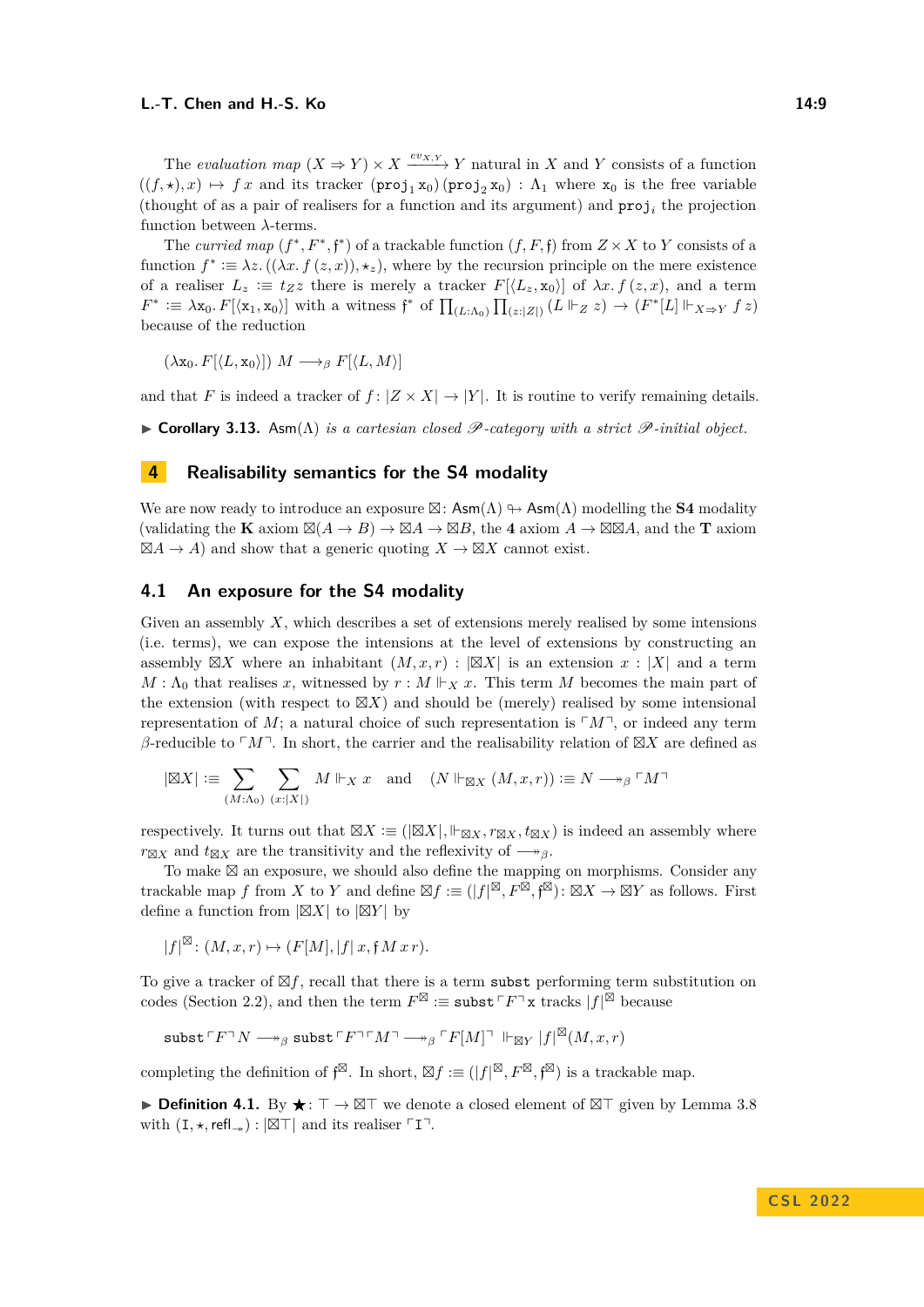The *evaluation map* $(X \Rightarrow Y) \times X \xrightarrow{ev_{X,Y}} Y$ natural in $X$ and $Y$ consists of a function $((f, \star), x) \mapsto f\,x$ and its tracker $(\mathtt{proj}_1\, \mathtt{x}_0)\,(\mathtt{proj}_2\, \mathtt{x}_0) : \Lambda_1$ where $\mathtt{x}_0$ is the free variable (thought of as a pair of realisers for a function and its argument) and $\mathtt{proj}_i$ the projection function between $\lambda$-terms.

The *curried map* $(f^*, F^*, \mathfrak{f}^*)$ of a trackable function $(f, F, \mathfrak{f})$ from $Z \times X$ to $Y$ consists of a function $f^* :\equiv \lambda z.\, ((\lambda x.\, f\,(z, x)), \star_z)$, where by the recursion principle on the mere existence of a realiser $L_z :\equiv t_Z z$ there is merely a tracker $F[\langle L_z, \mathtt{x}_0\rangle]$ of $\lambda x.\, f\,(z, x)$, and a term $F^* :\equiv \lambda \mathtt{x}_0.\, F[\langle \mathtt{x}_1, \mathtt{x}_0\rangle]$ with a witness $\mathfrak{f}^*$ of $\prod_{(L:\Lambda_0)} \prod_{(z:|Z|)} (L \Vdash_Z z) \to (F^*[L] \Vdash_{X\Rightarrow Y} f\,z)$ because of the reduction

$$(\lambda \mathtt{x}_0.\, F[\langle L, \mathtt{x}_0\rangle])\; M \longrightarrow_\beta F[\langle L, M\rangle]$$

and that $F$ is indeed a tracker of $f \colon |Z \times X| \to |Y|$. It is routine to verify remaining details.

▶ **Corollary 3.13.** $\mathsf{Asm}(\Lambda)$ *is a cartesian closed $\mathscr{P}$-category with a strict $\mathscr{P}$-initial object.*

## 4 Realisability semantics for the S4 modality

We are now ready to introduce an exposure $\boxtimes \colon \mathsf{Asm}(\Lambda) \looparrowright \mathsf{Asm}(\Lambda)$ modelling the **S4** modality (validating the **K** axiom $\boxtimes(A \to B) \to \boxtimes A \to \boxtimes B$, the **4** axiom $A \to \boxtimes\boxtimes A$, and the **T** axiom $\boxtimes A \to A$) and show that a generic quoting $X \to \boxtimes X$ cannot exist.

### 4.1 An exposure for the S4 modality

Given an assembly $X$, which describes a set of extensions merely realised by some intensions (i.e. terms), we can expose the intensions at the level of extensions by constructing an assembly $\boxtimes X$ where an inhabitant $(M, x, r) : |\boxtimes X|$ is an extension $x : |X|$ and a term $M : \Lambda_0$ that realises $x$, witnessed by $r : M \Vdash_X x$. This term $M$ becomes the main part of the extension (with respect to $\boxtimes X$) and should be (merely) realised by some intensional representation of $M$; a natural choice of such representation is $\ulcorner M \urcorner$, or indeed any term $\beta$-reducible to $\ulcorner M \urcorner$. In short, the carrier and the realisability relation of $\boxtimes X$ are defined as

$$|\boxtimes X| :\equiv \sum_{(M:\Lambda_0)} \sum_{(x:|X|)} M \Vdash_X x \quad \text{and} \quad (N \Vdash_{\boxtimes X} (M, x, r)) :\equiv N \twoheadrightarrow_\beta \ulcorner M \urcorner$$

respectively. It turns out that $\boxtimes X :\equiv (|\boxtimes X|, \Vdash_{\boxtimes X}, r_{\boxtimes X}, t_{\boxtimes X})$ is indeed an assembly where $r_{\boxtimes X}$ and $t_{\boxtimes X}$ are the transitivity and the reflexivity of $\twoheadrightarrow_\beta$.

To make $\boxtimes$ an exposure, we should also define the mapping on morphisms. Consider any trackable map $f$ from $X$ to $Y$ and define $\boxtimes f :\equiv (|f|^\boxtimes, F^\boxtimes, \mathfrak{f}^\boxtimes) \colon \boxtimes X \to \boxtimes Y$ as follows. First define a function from $|\boxtimes X|$ to $|\boxtimes Y|$ by

$$|f|^\boxtimes \colon (M, x, r) \mapsto (F[M], |f|\,x, \mathfrak{f}\,M\,x\,r).$$

To give a tracker of $\boxtimes f$, recall that there is a term $\mathtt{subst}$ performing term substitution on codes (Section 2.2), and then the term $F^\boxtimes :\equiv \mathtt{subst}\,\ulcorner F \urcorner\,\mathtt{x}$ tracks $|f|^\boxtimes$ because

$$\mathtt{subst}\,\ulcorner F \urcorner\, N \twoheadrightarrow_\beta \mathtt{subst}\,\ulcorner F \urcorner \ulcorner M \urcorner \twoheadrightarrow_\beta \ulcorner F[M] \urcorner \Vdash_{\boxtimes Y} |f|^\boxtimes(M, x, r)$$

completing the definition of $\mathfrak{f}^\boxtimes$. In short, $\boxtimes f :\equiv (|f|^\boxtimes, F^\boxtimes, \mathfrak{f}^\boxtimes)$ is a trackable map.

▶ **Definition 4.1.** By $\bigstar \colon \top \to \boxtimes\top$ we denote a closed element of $\boxtimes\top$ given by Lemma 3.8 with $(\mathtt{I}, \star, \mathsf{refl}_{\twoheadrightarrow}) : |\boxtimes\top|$ and its realiser $\ulcorner \mathtt{I} \urcorner$.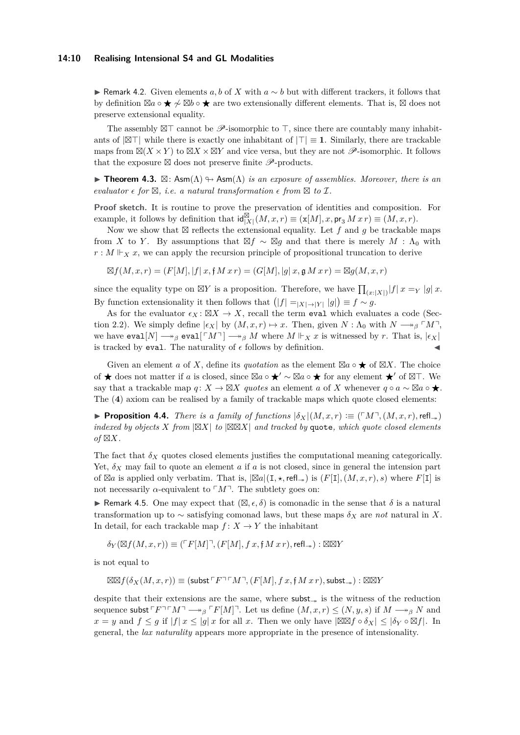▶ Remark 4.2. Given elements $a, b$ of $X$ with $a \sim b$ but with different trackers, it follows that by definition $\boxtimes a \circ \bigstar \not\sim \boxtimes b \circ \bigstar$ are two extensionally different elements. That is, $\boxtimes$ does not preserve extensional equality.

The assembly $\boxtimes\top$ cannot be $\mathscr{P}$-isomorphic to $\top$, since there are countably many inhabitants of $|\boxtimes\top|$ while there is exactly one inhabitant of $|\top| \equiv \mathbf{1}$. Similarly, there are trackable maps from $\boxtimes(X \times Y)$ to $\boxtimes X \times \boxtimes Y$ and vice versa, but they are not $\mathscr{P}$-isomorphic. It follows that the exposure $\boxtimes$ does not preserve finite $\mathscr{P}$-products.

▶ **Theorem 4.3.** *$\boxtimes\colon \mathsf{Asm}(\Lambda) \looparrowright \mathsf{Asm}(\Lambda)$ is an exposure of assemblies. Moreover, there is an evaluator $\epsilon$ for $\boxtimes$, i.e. a natural transformation $\epsilon$ from $\boxtimes$ to $\mathcal{I}$.*

**Proof sketch.** It is routine to prove the preservation of identities and composition. For example, it follows by definition that $\mathsf{id}^{\boxtimes}_{|X|}(M, x, r) \equiv (\mathtt{x}[M], x, \mathsf{pr}_3\, M\, x\, r) \equiv (M, x, r)$.

Now we show that $\boxtimes$ reflects the extensional equality. Let $f$ and $g$ be trackable maps from $X$ to $Y$. By assumptions that $\boxtimes f \sim \boxtimes g$ and that there is merely $M : \Lambda_0$ with $r : M \Vdash_X x$, we can apply the recursion principle of propositional truncation to derive

$$\boxtimes f(M, x, r) = (F[M], |f|\, x, \mathfrak{f}\, M\, x\, r) = (G[M], |g|\, x, \mathfrak{g}\, M\, x\, r) = \boxtimes g(M, x, r)$$

since the equality type on $\boxtimes Y$ is a proposition. Therefore, we have $\prod_{(x:|X|)} |f|\, x =_Y |g|\, x$. By function extensionality it then follows that $\big(|f| =_{|X|\to|Y|} |g|\big) \equiv f \sim g$.

As for the evaluator $\epsilon_X\colon \boxtimes X \to X$, recall the term `eval` which evaluates a code (Section 2.2). We simply define $|\epsilon_X|$ by $(M, x, r) \mapsto x$. Then, given $N : \Lambda_0$ with $N \twoheadrightarrow_\beta \ulcorner M \urcorner$, we have $\mathtt{eval}[N] \twoheadrightarrow_\beta \mathtt{eval}[\ulcorner M \urcorner] \twoheadrightarrow_\beta M$ where $M \Vdash_X x$ is witnessed by $r$. That is, $|\epsilon_X|$ is tracked by `eval`. The naturality of $\epsilon$ follows by definition. ◀

Given an element $a$ of $X$, define its *quotation* as the element $\boxtimes a \circ \bigstar$ of $\boxtimes X$. The choice of $\bigstar$ does not matter if $a$ is closed, since $\boxtimes a \circ \bigstar' \sim \boxtimes a \circ \bigstar$ for any element $\bigstar'$ of $\boxtimes\top$. We say that a trackable map $q\colon X \to \boxtimes X$ *quotes* an element $a$ of $X$ whenever $q \circ a \sim \boxtimes a \circ \bigstar$. The (**4**) axiom can be realised by a family of trackable maps which quote closed elements:

▶ **Proposition 4.4.** *There is a family of functions $|\delta_X|(M, x, r) :\equiv (\ulcorner M \urcorner, (M, x, r), \mathsf{refl}_{\twoheadrightarrow})$ indexed by objects $X$ from $|\boxtimes X|$ to $|\boxtimes\boxtimes X|$ and tracked by* `quote`*, which quote closed elements of $\boxtimes X$.*

The fact that $\delta_X$ quotes closed elements justifies the computational meaning categorically. Yet, $\delta_X$ may fail to quote an element $a$ if $a$ is not closed, since in general the intension part of $\boxtimes a$ is applied only verbatim. That is, $|\boxtimes a|(\mathtt{I}, \star, \mathsf{refl}_{\twoheadrightarrow})$ is $(F[\mathtt{I}], (M, x, r), s)$ where $F[\mathtt{I}]$ is not necessarily $\alpha$-equivalent to $\ulcorner M \urcorner$. The subtlety goes on:

▶ Remark 4.5. One may expect that $(\boxtimes, \epsilon, \delta)$ is comonadic in the sense that $\delta$ is a natural transformation up to $\sim$ satisfying comonad laws, but these maps $\delta_X$ are *not* natural in $X$. In detail, for each trackable map $f\colon X \to Y$ the inhabitant

$$\delta_Y(\boxtimes f(M, x, r)) \equiv (\ulcorner F[M] \urcorner, (F[M], f\, x, \mathfrak{f}\, M\, x\, r), \mathsf{refl}_{\twoheadrightarrow}) : \boxtimes\boxtimes Y$$

is not equal to

$$\boxtimes\boxtimes f(\delta_X(M, x, r)) \equiv (\mathsf{subst}\, \ulcorner F \urcorner \ulcorner M \urcorner, (F[M], f\, x, \mathfrak{f}\, M\, x\, r), \mathsf{subst}_{\twoheadrightarrow}) : \boxtimes\boxtimes Y$$

despite that their extensions are the same, where $\mathsf{subst}_{\twoheadrightarrow}$ is the witness of the reduction sequence $\mathsf{subst}\, \ulcorner F \urcorner \ulcorner M \urcorner \twoheadrightarrow_\beta \ulcorner F[M] \urcorner$. Let us define $(M, x, r) \leq (N, y, s)$ if $M \twoheadrightarrow_\beta N$ and $x = y$ and $f \leq g$ if $|f|\, x \leq |g|\, x$ for all $x$. Then we only have $|\boxtimes\boxtimes f \circ \delta_X| \leq |\delta_Y \circ \boxtimes f|$. In general, the *lax naturality* appears more appropriate in the presence of intensionality.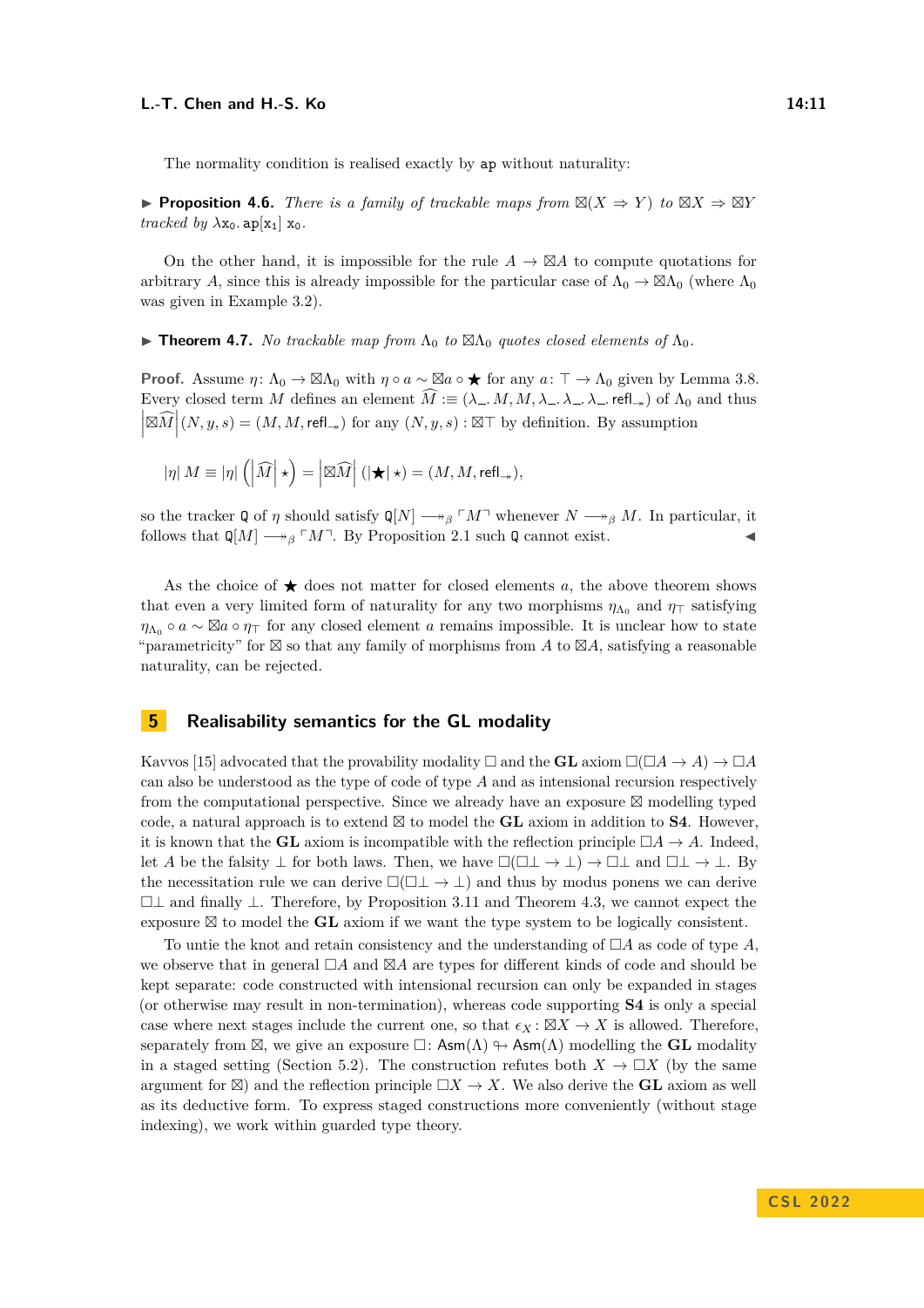The normality condition is realised exactly by ap without naturality:

▶ **Proposition 4.6.** *There is a family of trackable maps from $\boxtimes(X \Rightarrow Y)$ to $\boxtimes X \Rightarrow \boxtimes Y$ tracked by $\lambda \mathtt{x}_0.\, \mathtt{ap}[\mathtt{x}_1]\ \mathtt{x}_0$.*

On the other hand, it is impossible for the rule $A \to \boxtimes A$ to compute quotations for arbitrary $A$, since this is already impossible for the particular case of $\Lambda_0 \to \boxtimes \Lambda_0$ (where $\Lambda_0$ was given in Example 3.2).

▶ **Theorem 4.7.** *No trackable map from $\Lambda_0$ to $\boxtimes \Lambda_0$ quotes closed elements of $\Lambda_0$.*

**Proof.** Assume $\eta \colon \Lambda_0 \to \boxtimes \Lambda_0$ with $\eta \circ a \sim \boxtimes a \circ \bigstar$ for any $a \colon \top \to \Lambda_0$ given by Lemma 3.8. Every closed term $M$ defines an element $\widehat{M} :\equiv (\lambda\_.\, M, M, \lambda\_.\,\lambda\_.\,\lambda\_.\,\mathsf{refl}_{\twoheadrightarrow})$ of $\Lambda_0$ and thus $\left|\boxtimes \widehat{M}\right|(N, y, s) = (M, M, \mathsf{refl}_{\twoheadrightarrow})$ for any $(N, y, s) : \boxtimes \top$ by definition. By assumption

$$|\eta|\ M \equiv |\eta| \left(\left|\widehat{M}\right| \star\right) = \left|\boxtimes \widehat{M}\right| (|\bigstar| \star) = (M, M, \mathsf{refl}_{\twoheadrightarrow}),$$

so the tracker $\mathtt{Q}$ of $\eta$ should satisfy $\mathtt{Q}[N] \longrightarrow\!\!\!\!\!\rightarrow_{\beta} \ulcorner M \urcorner$ whenever $N \longrightarrow\!\!\!\!\!\rightarrow_{\beta} M$. In particular, it follows that $\mathtt{Q}[M] \longrightarrow\!\!\!\!\!\rightarrow_{\beta} \ulcorner M \urcorner$. By Proposition 2.1 such $\mathtt{Q}$ cannot exist. ◀

As the choice of $\bigstar$ does not matter for closed elements $a$, the above theorem shows that even a very limited form of naturality for any two morphisms $\eta_{\Lambda_0}$ and $\eta_{\top}$ satisfying $\eta_{\Lambda_0} \circ a \sim \boxtimes a \circ \eta_{\top}$ for any closed element $a$ remains impossible. It is unclear how to state "parametricity" for $\boxtimes$ so that any family of morphisms from $A$ to $\boxtimes A$, satisfying a reasonable naturality, can be rejected.

## 5 Realisability semantics for the GL modality

Kavvos [15] advocated that the provability modality $\Box$ and the **GL** axiom $\Box(\Box A \to A) \to \Box A$ can also be understood as the type of code of type $A$ and as intensional recursion respectively from the computational perspective. Since we already have an exposure $\boxtimes$ modelling typed code, a natural approach is to extend $\boxtimes$ to model the **GL** axiom in addition to **S4**. However, it is known that the **GL** axiom is incompatible with the reflection principle $\Box A \to A$. Indeed, let $A$ be the falsity $\bot$ for both laws. Then, we have $\Box(\Box\bot \to \bot) \to \Box\bot$ and $\Box\bot \to \bot$. By the necessitation rule we can derive $\Box(\Box\bot \to \bot)$ and thus by modus ponens we can derive $\Box\bot$ and finally $\bot$. Therefore, by Proposition 3.11 and Theorem 4.3, we cannot expect the exposure $\boxtimes$ to model the **GL** axiom if we want the type system to be logically consistent.

To untie the knot and retain consistency and the understanding of $\Box A$ as code of type $A$, we observe that in general $\Box A$ and $\boxtimes A$ are types for different kinds of code and should be kept separate: code constructed with intensional recursion can only be expanded in stages (or otherwise may result in non-termination), whereas code supporting **S4** is only a special case where next stages include the current one, so that $\epsilon_X : \boxtimes X \to X$ is allowed. Therefore, separately from $\boxtimes$, we give an exposure $\Box\colon \mathsf{Asm}(\Lambda) \looparrowright \mathsf{Asm}(\Lambda)$ modelling the **GL** modality in a staged setting (Section 5.2). The construction refutes both $X \to \Box X$ (by the same argument for $\boxtimes$) and the reflection principle $\Box X \to X$. We also derive the **GL** axiom as well as its deductive form. To express staged constructions more conveniently (without stage indexing), we work within guarded type theory.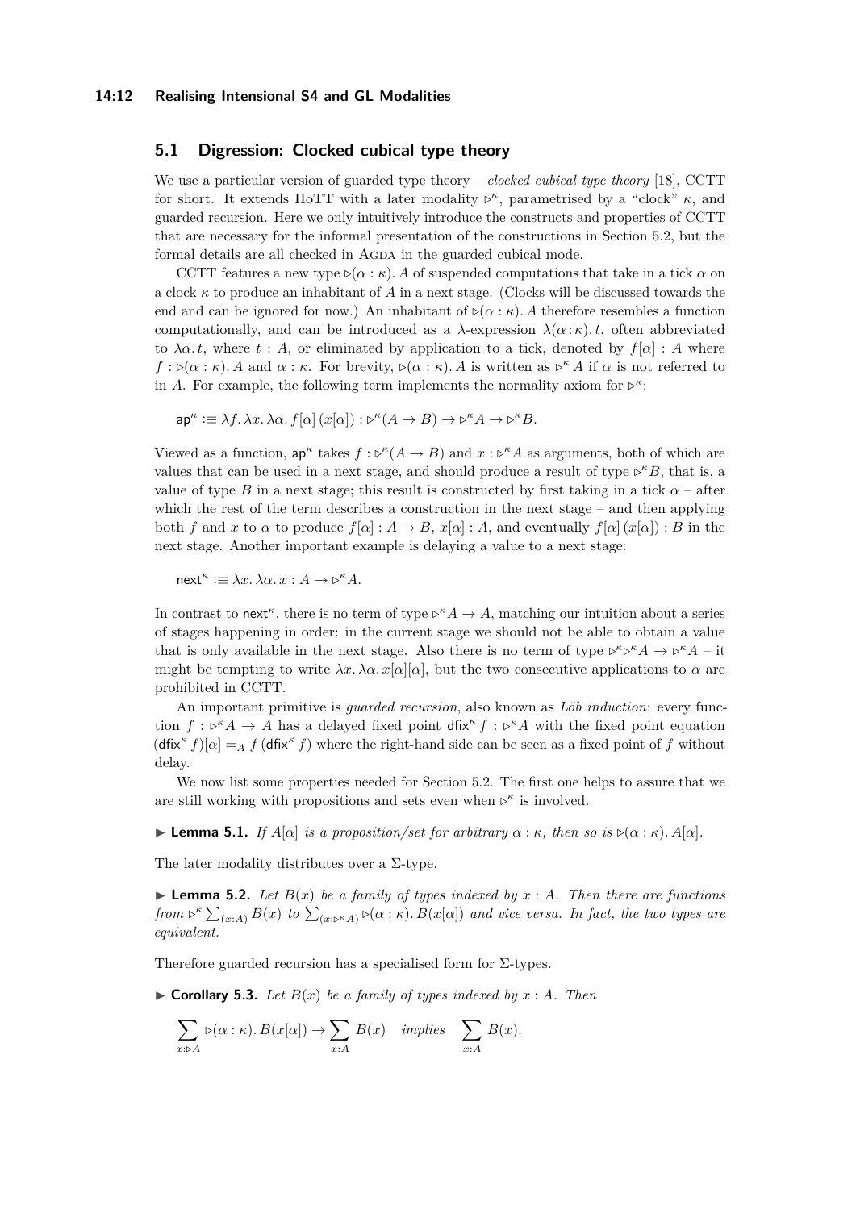## 5.1 Digression: Clocked cubical type theory

We use a particular version of guarded type theory – *clocked cubical type theory* [18], CCTT for short. It extends HoTT with a later modality $\triangleright^\kappa$, parametrised by a "clock" $\kappa$, and guarded recursion. Here we only intuitively introduce the constructs and properties of CCTT that are necessary for the informal presentation of the constructions in Section 5.2, but the formal details are all checked in Agda in the guarded cubical mode.

CCTT features a new type $\triangleright(\alpha : \kappa).\, A$ of suspended computations that take in a tick $\alpha$ on a clock $\kappa$ to produce an inhabitant of $A$ in a next stage. (Clocks will be discussed towards the end and can be ignored for now.) An inhabitant of $\triangleright(\alpha : \kappa).\, A$ therefore resembles a function computationally, and can be introduced as a $\lambda$-expression $\lambda(\alpha : \kappa).\, t$, often abbreviated to $\lambda\alpha.\, t$, where $t : A$, or eliminated by application to a tick, denoted by $f[\alpha] : A$ where $f : \triangleright(\alpha : \kappa).\, A$ and $\alpha : \kappa$. For brevity, $\triangleright(\alpha : \kappa).\, A$ is written as $\triangleright^\kappa A$ if $\alpha$ is not referred to in $A$. For example, the following term implements the normality axiom for $\triangleright^\kappa$:

$$\mathsf{ap}^\kappa :\equiv \lambda f.\, \lambda x.\, \lambda \alpha.\, f[\alpha]\,(x[\alpha]) : \triangleright^\kappa(A \to B) \to \triangleright^\kappa A \to \triangleright^\kappa B.$$

Viewed as a function, $\mathsf{ap}^\kappa$ takes $f : \triangleright^\kappa(A \to B)$ and $x : \triangleright^\kappa A$ as arguments, both of which are values that can be used in a next stage, and should produce a result of type $\triangleright^\kappa B$, that is, a value of type $B$ in a next stage; this result is constructed by first taking in a tick $\alpha$ – after which the rest of the term describes a construction in the next stage – and then applying both $f$ and $x$ to $\alpha$ to produce $f[\alpha] : A \to B$, $x[\alpha] : A$, and eventually $f[\alpha]\,(x[\alpha]) : B$ in the next stage. Another important example is delaying a value to a next stage:

$$\mathsf{next}^\kappa :\equiv \lambda x.\, \lambda \alpha.\, x : A \to \triangleright^\kappa A.$$

In contrast to $\mathsf{next}^\kappa$, there is no term of type $\triangleright^\kappa A \to A$, matching our intuition about a series of stages happening in order: in the current stage we should not be able to obtain a value that is only available in the next stage. Also there is no term of type $\triangleright^\kappa \triangleright^\kappa A \to \triangleright^\kappa A$ – it might be tempting to write $\lambda x.\, \lambda\alpha.\, x[\alpha][\alpha]$, but the two consecutive applications to $\alpha$ are prohibited in CCTT.

An important primitive is *guarded recursion*, also known as *Löb induction*: every function $f : \triangleright^\kappa A \to A$ has a delayed fixed point $\mathsf{dfix}^\kappa f : \triangleright^\kappa A$ with the fixed point equation $(\mathsf{dfix}^\kappa f)[\alpha] =_A f\,(\mathsf{dfix}^\kappa f)$ where the right-hand side can be seen as a fixed point of $f$ without delay.

We now list some properties needed for Section 5.2. The first one helps to assure that we are still working with propositions and sets even when $\triangleright^\kappa$ is involved.

▶ **Lemma 5.1.** *If $A[\alpha]$ is a proposition/set for arbitrary $\alpha : \kappa$, then so is $\triangleright(\alpha : \kappa).\, A[\alpha]$.*

The later modality distributes over a Σ-type.

▶ **Lemma 5.2.** *Let $B(x)$ be a family of types indexed by $x : A$. Then there are functions from $\triangleright^\kappa \sum_{(x:A)} B(x)$ to $\sum_{(x:\triangleright^\kappa A)} \triangleright(\alpha : \kappa).\, B(x[\alpha])$ and vice versa. In fact, the two types are equivalent.*

Therefore guarded recursion has a specialised form for Σ-types.

▶ **Corollary 5.3.** *Let $B(x)$ be a family of types indexed by $x : A$. Then*

$$\sum_{x:\triangleright A} \triangleright(\alpha : \kappa).\, B(x[\alpha]) \to \sum_{x:A} B(x) \quad \textit{implies} \quad \sum_{x:A} B(x).$$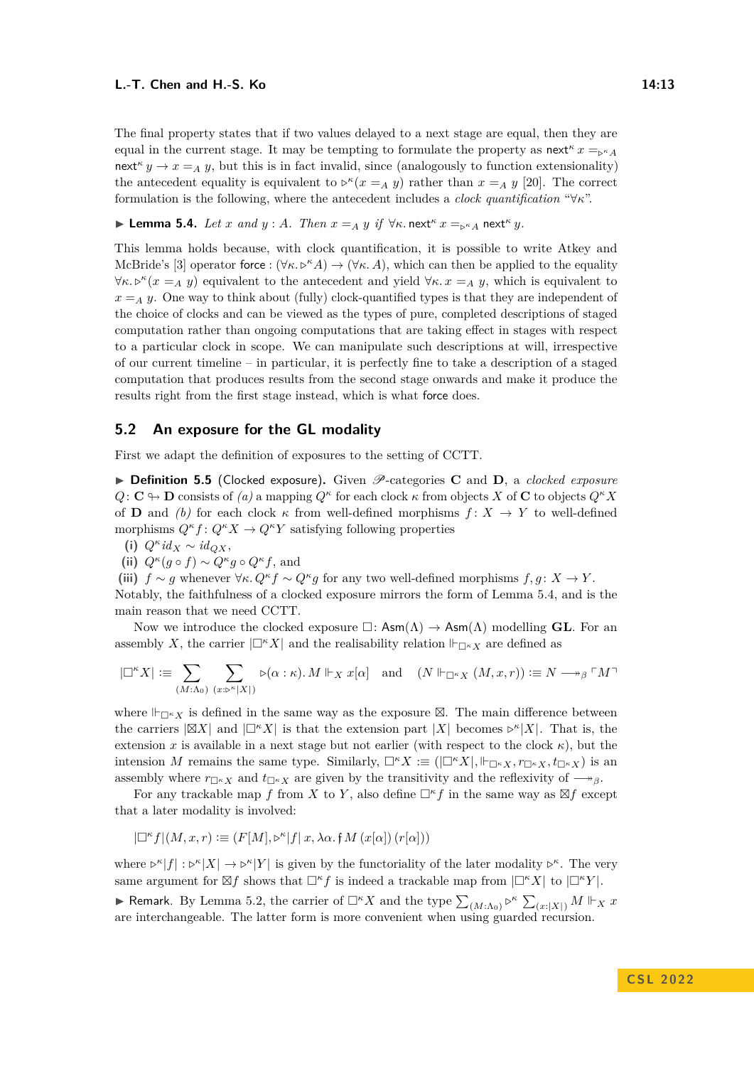The final property states that if two values delayed to a next stage are equal, then they are equal in the current stage. It may be tempting to formulate the property as $\mathsf{next}^\kappa\, x =_{\triangleright^\kappa A} \mathsf{next}^\kappa\, y \to x =_A y$, but this is in fact invalid, since (analogously to function extensionality) the antecedent equality is equivalent to $\triangleright^\kappa(x =_A y)$ rather than $x =_A y$ [20]. The correct formulation is the following, where the antecedent includes a *clock quantification* "$\forall\kappa$".

▶ **Lemma 5.4.** *Let $x$ and $y : A$. Then $x =_A y$ if $\forall\kappa.\, \mathsf{next}^\kappa\, x =_{\triangleright^\kappa A} \mathsf{next}^\kappa\, y$.*

This lemma holds because, with clock quantification, it is possible to write Atkey and McBride's [3] operator $\mathsf{force} : (\forall\kappa.\, \triangleright^\kappa A) \to (\forall\kappa.\, A)$, which can then be applied to the equality $\forall\kappa.\, \triangleright^\kappa(x =_A y)$ equivalent to the antecedent and yield $\forall\kappa.\, x =_A y$, which is equivalent to $x =_A y$. One way to think about (fully) clock-quantified types is that they are independent of the choice of clocks and can be viewed as the types of pure, completed descriptions of staged computation rather than ongoing computations that are taking effect in stages with respect to a particular clock in scope. We can manipulate such descriptions at will, irrespective of our current timeline – in particular, it is perfectly fine to take a description of a staged computation that produces results from the second stage onwards and make it produce the results right from the first stage instead, which is what $\mathsf{force}$ does.

## 5.2 An exposure for the GL modality

First we adapt the definition of exposures to the setting of CCTT.

▶ **Definition 5.5** (Clocked exposure). Given $\mathscr{P}$-categories $\mathbf{C}$ and $\mathbf{D}$, a *clocked exposure* $Q : \mathbf{C} \looparrowright \mathbf{D}$ consists of *(a)* a mapping $Q^\kappa$ for each clock $\kappa$ from objects $X$ of $\mathbf{C}$ to objects $Q^\kappa X$ of $\mathbf{D}$ and *(b)* for each clock $\kappa$ from well-defined morphisms $f : X \to Y$ to well-defined morphisms $Q^\kappa f : Q^\kappa X \to Q^\kappa Y$ satisfying following properties

**(i)** $Q^\kappa id_X \sim id_{QX}$,

**(ii)** $Q^\kappa(g \circ f) \sim Q^\kappa g \circ Q^\kappa f$, and

**(iii)** $f \sim g$ whenever $\forall\kappa.\, Q^\kappa f \sim Q^\kappa g$ for any two well-defined morphisms $f, g : X \to Y$.

Notably, the faithfulness of a clocked exposure mirrors the form of Lemma 5.4, and is the main reason that we need CCTT.

Now we introduce the clocked exposure $\Box : \mathsf{Asm}(\Lambda) \to \mathsf{Asm}(\Lambda)$ modelling **GL**. For an assembly $X$, the carrier $|\Box^\kappa X|$ and the realisability relation $\Vdash_{\Box^\kappa X}$ are defined as

$$|\Box^\kappa X| :\equiv \sum_{(M:\Lambda_0)} \sum_{(x:\triangleright^\kappa|X|)} \triangleright(\alpha:\kappa).\, M \Vdash_X x[\alpha] \quad \text{and} \quad (N \Vdash_{\Box^\kappa X} (M, x, r)) :\equiv N \twoheadrightarrow_\beta \ulcorner M \urcorner$$

where $\Vdash_{\Box^\kappa X}$ is defined in the same way as the exposure $\boxtimes$. The main difference between the carriers $|\boxtimes X|$ and $|\Box^\kappa X|$ is that the extension part $|X|$ becomes $\triangleright^\kappa|X|$. That is, the extension $x$ is available in a next stage but not earlier (with respect to the clock $\kappa$), but the intension $M$ remains the same type. Similarly, $\Box^\kappa X :\equiv (|\Box^\kappa X|, \Vdash_{\Box^\kappa X}, r_{\Box^\kappa X}, t_{\Box^\kappa X})$ is an assembly where $r_{\Box^\kappa X}$ and $t_{\Box^\kappa X}$ are given by the transitivity and the reflexivity of $\twoheadrightarrow_\beta$.

For any trackable map $f$ from $X$ to $Y$, also define $\Box^\kappa f$ in the same way as $\boxtimes f$ except that a later modality is involved:

$$|\Box^\kappa f|(M, x, r) :\equiv (F[M], \triangleright^\kappa|f|\, x, \lambda\alpha.\, \mathfrak{f}\, M\, (x[\alpha])\, (r[\alpha]))$$

where $\triangleright^\kappa|f| : \triangleright^\kappa|X| \to \triangleright^\kappa|Y|$ is given by the functoriality of the later modality $\triangleright^\kappa$. The very same argument for $\boxtimes f$ shows that $\Box^\kappa f$ is indeed a trackable map from $|\Box^\kappa X|$ to $|\Box^\kappa Y|$.

▶ Remark. By Lemma 5.2, the carrier of $\Box^\kappa X$ and the type $\sum_{(M:\Lambda_0)} \triangleright^\kappa \sum_{(x:|X|)} M \Vdash_X x$ are interchangeable. The latter form is more convenient when using guarded recursion.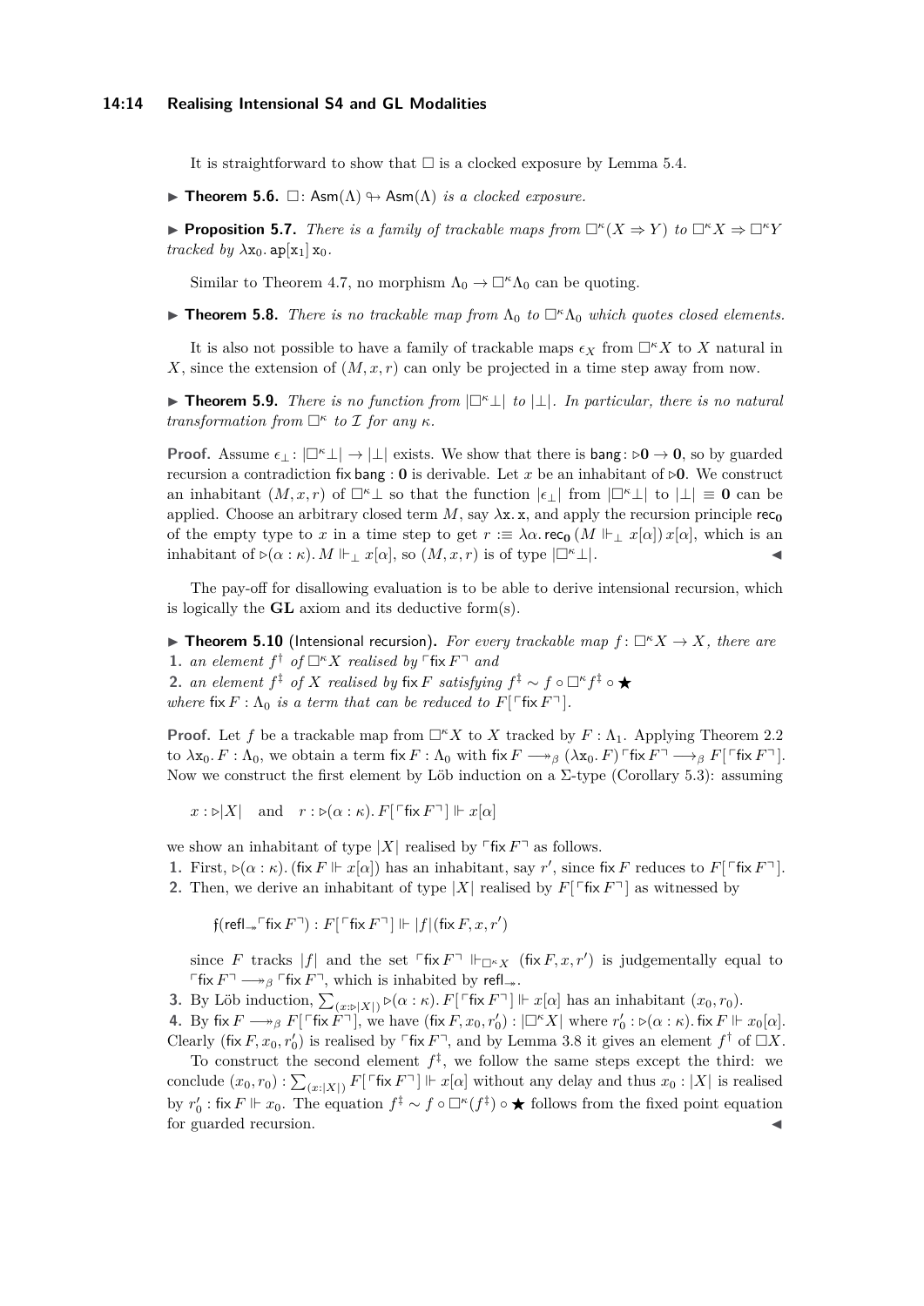It is straightforward to show that $\Box$ is a clocked exposure by Lemma 5.4.

▶ **Theorem 5.6.** *$\Box\colon \mathsf{Asm}(\Lambda) \looparrowright \mathsf{Asm}(\Lambda)$ is a clocked exposure.*

▶ **Proposition 5.7.** *There is a family of trackable maps from $\Box^\kappa(X \Rightarrow Y)$ to $\Box^\kappa X \Rightarrow \Box^\kappa Y$ tracked by $\lambda \mathtt{x}_0.\, \mathtt{ap}[\mathtt{x}_1]\, \mathtt{x}_0$.*

Similar to Theorem 4.7, no morphism $\Lambda_0 \to \Box^\kappa \Lambda_0$ can be quoting.

▶ **Theorem 5.8.** *There is no trackable map from $\Lambda_0$ to $\Box^\kappa \Lambda_0$ which quotes closed elements.*

It is also not possible to have a family of trackable maps $\epsilon_X$ from $\Box^\kappa X$ to $X$ natural in $X$, since the extension of $(M, x, r)$ can only be projected in a time step away from now.

▶ **Theorem 5.9.** *There is no function from $|\Box^\kappa \bot|$ to $|\bot|$. In particular, there is no natural transformation from $\Box^\kappa$ to $\mathcal{I}$ for any $\kappa$.*

**Proof.** Assume $\epsilon_\bot\colon |\Box^\kappa \bot| \to |\bot|$ exists. We show that there is $\mathsf{bang}\colon \triangleright \mathbf{0} \to \mathbf{0}$, so by guarded recursion a contradiction $\mathsf{fix}\,\mathsf{bang} : \mathbf{0}$ is derivable. Let $x$ be an inhabitant of $\triangleright \mathbf{0}$. We construct an inhabitant $(M, x, r)$ of $\Box^\kappa \bot$ so that the function $|\epsilon_\bot|$ from $|\Box^\kappa \bot|$ to $|\bot| \equiv \mathbf{0}$ can be applied. Choose an arbitrary closed term $M$, say $\lambda \mathtt{x}.\, \mathtt{x}$, and apply the recursion principle $\mathsf{rec}_{\mathbf{0}}$ of the empty type to $x$ in a time step to get $r :\equiv \lambda \alpha.\, \mathsf{rec}_{\mathbf{0}}\, (M \Vdash_\bot x[\alpha])\, x[\alpha]$, which is an inhabitant of $\triangleright(\alpha : \kappa).\, M \Vdash_\bot x[\alpha]$, so $(M, x, r)$ is of type $|\Box^\kappa \bot|$. ◀

The pay-off for disallowing evaluation is to be able to derive intensional recursion, which is logically the **GL** axiom and its deductive form(s).

▶ **Theorem 5.10** (Intensional recursion)**.** *For every trackable map $f\colon \Box^\kappa X \to X$, there are*

1. *an element $f^\dagger$ of $\Box^\kappa X$ realised by $\ulcorner \mathsf{fix}\, F \urcorner$ and*
2. *an element $f^\ddagger$ of $X$ realised by $\mathsf{fix}\, F$ satisfying $f^\ddagger \sim f \circ \Box^\kappa f^\ddagger \circ \bigstar$*

*where $\mathsf{fix}\, F : \Lambda_0$ is a term that can be reduced to $F[\ulcorner \mathsf{fix}\, F \urcorner]$.*

**Proof.** Let $f$ be a trackable map from $\Box^\kappa X$ to $X$ tracked by $F : \Lambda_1$. Applying Theorem 2.2 to $\lambda \mathtt{x}_0.\, F : \Lambda_0$, we obtain a term $\mathsf{fix}\, F : \Lambda_0$ with $\mathsf{fix}\, F \longrightarrow\!\!\!\!\rightarrow_\beta (\lambda \mathtt{x}_0.\, F) \ulcorner \mathsf{fix}\, F \urcorner \longrightarrow_\beta F[\ulcorner \mathsf{fix}\, F \urcorner]$. Now we construct the first element by Löb induction on a $\Sigma$-type (Corollary 5.3): assuming

$$x : \triangleright |X| \quad \text{and} \quad r : \triangleright(\alpha : \kappa).\, F[\ulcorner \mathsf{fix}\, F \urcorner] \Vdash x[\alpha]$$

we show an inhabitant of type $|X|$ realised by $\ulcorner \mathsf{fix}\, F \urcorner$ as follows.

1. First, $\triangleright(\alpha : \kappa).\, (\mathsf{fix}\, F \Vdash x[\alpha])$ has an inhabitant, say $r'$, since $\mathsf{fix}\, F$ reduces to $F[\ulcorner \mathsf{fix}\, F \urcorner]$.
2. Then, we derive an inhabitant of type $|X|$ realised by $F[\ulcorner \mathsf{fix}\, F \urcorner]$ as witnessed by

   $$\mathfrak{f}(\mathsf{refl}_{\twoheadrightarrow} \ulcorner \mathsf{fix}\, F \urcorner) : F[\ulcorner \mathsf{fix}\, F \urcorner] \Vdash |f|(\mathsf{fix}\, F, x, r')$$

   since $F$ tracks $|f|$ and the set $\ulcorner \mathsf{fix}\, F \urcorner \Vdash_{\Box^\kappa X} (\mathsf{fix}\, F, x, r')$ is judgementally equal to $\ulcorner \mathsf{fix}\, F \urcorner \longrightarrow\!\!\!\!\rightarrow_\beta \ulcorner \mathsf{fix}\, F \urcorner$, which is inhabited by $\mathsf{refl}_{\twoheadrightarrow}$.
3. By Löb induction, $\sum_{(x : \triangleright |X|)} \triangleright(\alpha : \kappa).\, F[\ulcorner \mathsf{fix}\, F \urcorner] \Vdash x[\alpha]$ has an inhabitant $(x_0, r_0)$.
4. By $\mathsf{fix}\, F \longrightarrow\!\!\!\!\rightarrow_\beta F[\ulcorner \mathsf{fix}\, F \urcorner]$, we have $(\mathsf{fix}\, F, x_0, r_0') : |\Box^\kappa X|$ where $r_0' : \triangleright(\alpha : \kappa).\, \mathsf{fix}\, F \Vdash x_0[\alpha]$. Clearly $(\mathsf{fix}\, F, x_0, r_0')$ is realised by $\ulcorner \mathsf{fix}\, F \urcorner$, and by Lemma 3.8 it gives an element $f^\dagger$ of $\Box X$.

To construct the second element $f^\ddagger$, we follow the same steps except the third: we conclude $(x_0, r_0) : \sum_{(x : |X|)} F[\ulcorner \mathsf{fix}\, F \urcorner] \Vdash x[\alpha]$ without any delay and thus $x_0 : |X|$ is realised by $r_0' : \mathsf{fix}\, F \Vdash x_0$. The equation $f^\ddagger \sim f \circ \Box^\kappa(f^\ddagger) \circ \bigstar$ follows from the fixed point equation for guarded recursion. ◀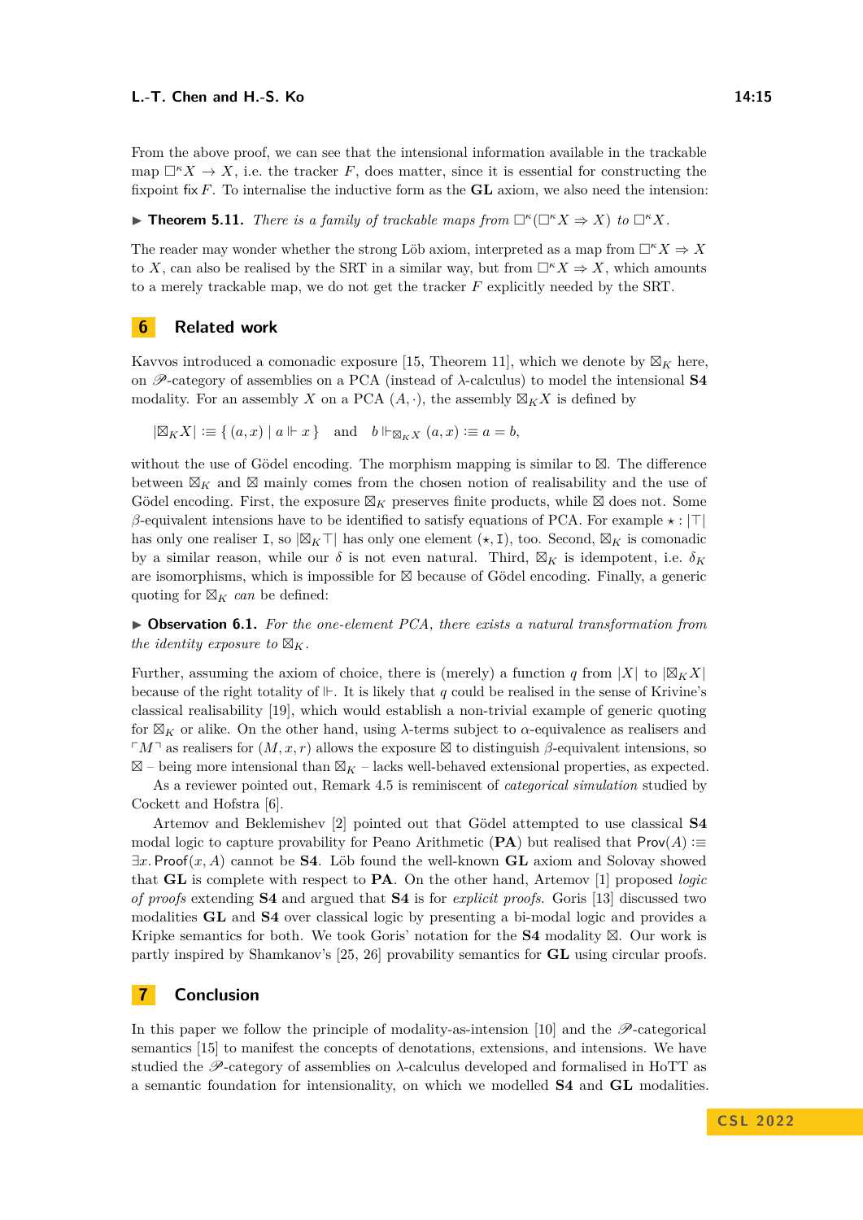From the above proof, we can see that the intensional information available in the trackable map $\Box^\kappa X \to X$, i.e. the tracker $F$, does matter, since it is essential for constructing the fixpoint $\mathsf{fix}\, F$. To internalise the inductive form as the **GL** axiom, we also need the intension:

▶ **Theorem 5.11.** *There is a family of trackable maps from $\Box^\kappa(\Box^\kappa X \Rightarrow X)$ to $\Box^\kappa X$.*

The reader may wonder whether the strong Löb axiom, interpreted as a map from $\Box^\kappa X \Rightarrow X$ to $X$, can also be realised by the SRT in a similar way, but from $\Box^\kappa X \Rightarrow X$, which amounts to a merely trackable map, we do not get the tracker $F$ explicitly needed by the SRT.

## 6 Related work

Kavvos introduced a comonadic exposure [15, Theorem 11], which we denote by $\boxtimes_K$ here, on $\mathscr{P}$-category of assemblies on a PCA (instead of $\lambda$-calculus) to model the intensional **S4** modality. For an assembly $X$ on a PCA $(A, \cdot)$, the assembly $\boxtimes_K X$ is defined by

$$|\boxtimes_K X| :\equiv \{\, (a, x) \mid a \Vdash x \,\} \quad \text{and} \quad b \Vdash_{\boxtimes_K X} (a, x) :\equiv a = b,$$

without the use of Gödel encoding. The morphism mapping is similar to $\boxtimes$. The difference between $\boxtimes_K$ and $\boxtimes$ mainly comes from the chosen notion of realisability and the use of Gödel encoding. First, the exposure $\boxtimes_K$ preserves finite products, while $\boxtimes$ does not. Some $\beta$-equivalent intensions have to be identified to satisfy equations of PCA. For example $\star : |\top|$ has only one realiser $\mathtt{I}$, so $|\boxtimes_K \top|$ has only one element $(\star, \mathtt{I})$, too. Second, $\boxtimes_K$ is comonadic by a similar reason, while our $\delta$ is not even natural. Third, $\boxtimes_K$ is idempotent, i.e. $\delta_K$ are isomorphisms, which is impossible for $\boxtimes$ because of Gödel encoding. Finally, a generic quoting for $\boxtimes_K$ *can* be defined:

▶ **Observation 6.1.** *For the one-element PCA, there exists a natural transformation from the identity exposure to $\boxtimes_K$.*

Further, assuming the axiom of choice, there is (merely) a function $q$ from $|X|$ to $|\boxtimes_K X|$ because of the right totality of $\Vdash$. It is likely that $q$ could be realised in the sense of Krivine's classical realisability [19], which would establish a non-trivial example of generic quoting for $\boxtimes_K$ or alike. On the other hand, using $\lambda$-terms subject to $\alpha$-equivalence as realisers and $\ulcorner M \urcorner$ as realisers for $(M, x, r)$ allows the exposure $\boxtimes$ to distinguish $\beta$-equivalent intensions, so $\boxtimes$ – being more intensional than $\boxtimes_K$ – lacks well-behaved extensional properties, as expected.

As a reviewer pointed out, Remark 4.5 is reminiscent of *categorical simulation* studied by Cockett and Hofstra [6].

Artemov and Beklemishev [2] pointed out that Gödel attempted to use classical **S4** modal logic to capture provability for Peano Arithmetic (**PA**) but realised that $\mathsf{Prov}(A) :\equiv \exists x.\, \mathsf{Proof}(x, A)$ cannot be **S4**. Löb found the well-known **GL** axiom and Solovay showed that **GL** is complete with respect to **PA**. On the other hand, Artemov [1] proposed *logic of proofs* extending **S4** and argued that **S4** is for *explicit proofs*. Goris [13] discussed two modalities **GL** and **S4** over classical logic by presenting a bi-modal logic and provides a Kripke semantics for both. We took Goris' notation for the **S4** modality $\boxtimes$. Our work is partly inspired by Shamkanov's [25, 26] provability semantics for **GL** using circular proofs.

## 7 Conclusion

In this paper we follow the principle of modality-as-intension [10] and the $\mathscr{P}$-categorical semantics [15] to manifest the concepts of denotations, extensions, and intensions. We have studied the $\mathscr{P}$-category of assemblies on $\lambda$-calculus developed and formalised in HoTT as a semantic foundation for intensionality, on which we modelled **S4** and **GL** modalities.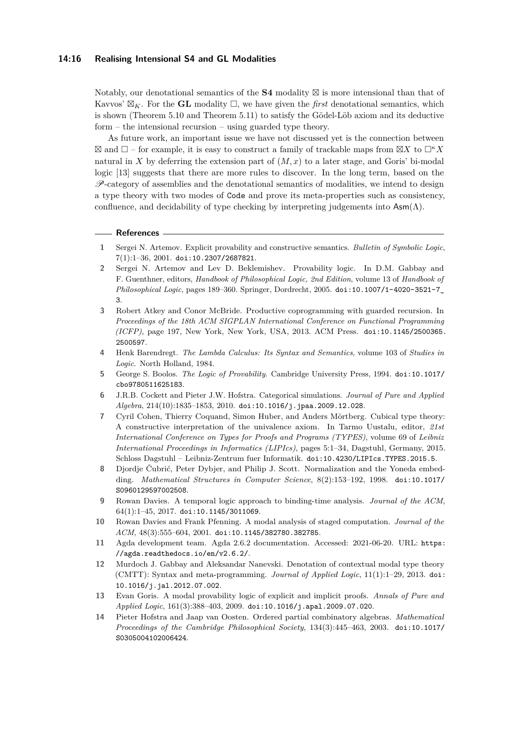Notably, our denotational semantics of the **S4** modality $\boxtimes$ is more intensional than that of Kavvos' $\boxtimes_K$. For the **GL** modality $\Box$, we have given the *first* denotational semantics, which is shown (Theorem 5.10 and Theorem 5.11) to satisfy the Gödel-Löb axiom and its deductive form – the intensional recursion – using guarded type theory.

As future work, an important issue we have not discussed yet is the connection between $\boxtimes$ and $\Box$ – for example, it is easy to construct a family of trackable maps from $\boxtimes X$ to $\Box^\kappa X$ natural in $X$ by deferring the extension part of $(M, x)$ to a later stage, and Goris' bi-modal logic [13] suggests that there are more rules to discover. In the long term, based on the $\mathscr{P}$-category of assemblies and the denotational semantics of modalities, we intend to design a type theory with two modes of `Code` and prove its meta-properties such as consistency, confluence, and decidability of type checking by interpreting judgements into $\mathsf{Asm}(\Lambda)$.

## References

1. Sergei N. Artemov. Explicit provability and constructive semantics. *Bulletin of Symbolic Logic*, 7(1):1–36, 2001. doi:10.2307/2687821.
2. Sergei N. Artemov and Lev D. Beklemishev. Provability logic. In D.M. Gabbay and F. Guenthner, editors, *Handbook of Philosophical Logic, 2nd Edition*, volume 13 of *Handbook of Philosophical Logic*, pages 189–360. Springer, Dordrecht, 2005. doi:10.1007/1-4020-3521-7_3.
3. Robert Atkey and Conor McBride. Productive coprogramming with guarded recursion. In *Proceedings of the 18th ACM SIGPLAN International Conference on Functional Programming (ICFP)*, page 197, New York, New York, USA, 2013. ACM Press. doi:10.1145/2500365.2500597.
4. Henk Barendregt. *The Lambda Calculus: Its Syntax and Semantics*, volume 103 of *Studies in Logic*. North Holland, 1984.
5. George S. Boolos. *The Logic of Provability*. Cambridge University Press, 1994. doi:10.1017/cbo9780511625183.
6. J.R.B. Cockett and Pieter J.W. Hofstra. Categorical simulations. *Journal of Pure and Applied Algebra*, 214(10):1835–1853, 2010. doi:10.1016/j.jpaa.2009.12.028.
7. Cyril Cohen, Thierry Coquand, Simon Huber, and Anders Mörtberg. Cubical type theory: A constructive interpretation of the univalence axiom. In Tarmo Uustalu, editor, *21st International Conference on Types for Proofs and Programs (TYPES)*, volume 69 of *Leibniz International Proceedings in Informatics (LIPIcs)*, pages 5:1–34, Dagstuhl, Germany, 2015. Schloss Dagstuhl – Leibniz-Zentrum fuer Informatik. doi:10.4230/LIPIcs.TYPES.2015.5.
8. Djordje Čubrić, Peter Dybjer, and Philip J. Scott. Normalization and the Yoneda embedding. *Mathematical Structures in Computer Science*, 8(2):153–192, 1998. doi:10.1017/S0960129597002508.
9. Rowan Davies. A temporal logic approach to binding-time analysis. *Journal of the ACM*, 64(1):1–45, 2017. doi:10.1145/3011069.
10. Rowan Davies and Frank Pfenning. A modal analysis of staged computation. *Journal of the ACM*, 48(3):555–604, 2001. doi:10.1145/382780.382785.
11. Agda development team. Agda 2.6.2 documentation. Accessed: 2021-06-20. URL: https://agda.readthedocs.io/en/v2.6.2/.
12. Murdoch J. Gabbay and Aleksandar Nanevski. Denotation of contextual modal type theory (CMTT): Syntax and meta-programming. *Journal of Applied Logic*, 11(1):1–29, 2013. doi:10.1016/j.jal.2012.07.002.
13. Evan Goris. A modal provability logic of explicit and implicit proofs. *Annals of Pure and Applied Logic*, 161(3):388–403, 2009. doi:10.1016/j.apal.2009.07.020.
14. Pieter Hofstra and Jaap van Oosten. Ordered partial combinatory algebras. *Mathematical Proceedings of the Cambridge Philosophical Society*, 134(3):445–463, 2003. doi:10.1017/S0305004102006424.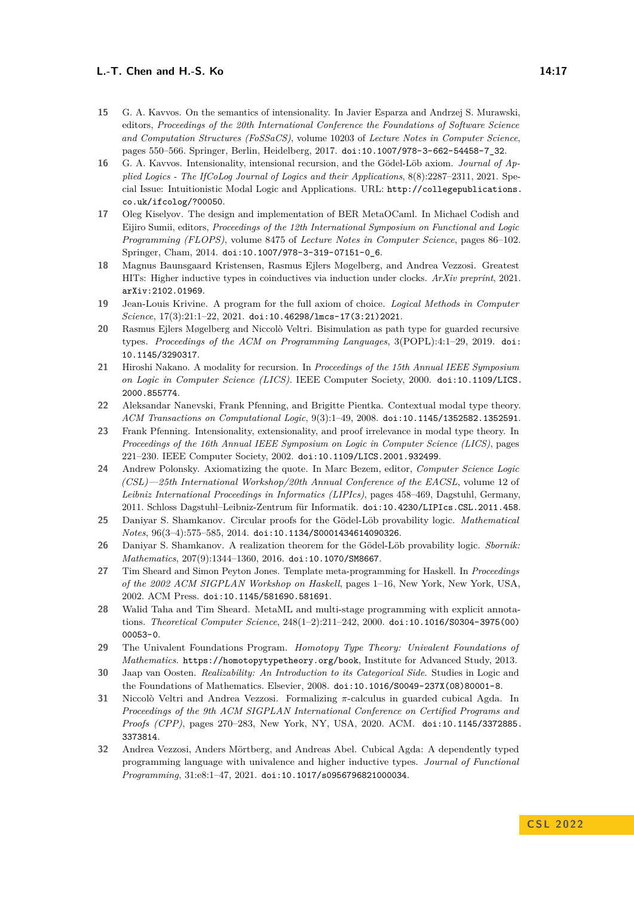15 G. A. Kavvos. On the semantics of intensionality. In Javier Esparza and Andrzej S. Murawski, editors, *Proceedings of the 20th International Conference the Foundations of Software Science and Computation Structures (FoSSaCS)*, volume 10203 of *Lecture Notes in Computer Science*, pages 550–566. Springer, Berlin, Heidelberg, 2017. doi:10.1007/978-3-662-54458-7_32.

16 G. A. Kavvos. Intensionality, intensional recursion, and the Gödel-Löb axiom. *Journal of Applied Logics - The IfCoLog Journal of Logics and their Applications*, 8(8):2287–2311, 2021. Special Issue: Intuitionistic Modal Logic and Applications. URL: http://collegepublications.co.uk/ifcolog/?00050.

17 Oleg Kiselyov. The design and implementation of BER MetaOCaml. In Michael Codish and Eijiro Sumii, editors, *Proceedings of the 12th International Symposium on Functional and Logic Programming (FLOPS)*, volume 8475 of *Lecture Notes in Computer Science*, pages 86–102. Springer, Cham, 2014. doi:10.1007/978-3-319-07151-0_6.

18 Magnus Baunsgaard Kristensen, Rasmus Ejlers Møgelberg, and Andrea Vezzosi. Greatest HITs: Higher inductive types in coinductives via induction under clocks. *ArXiv preprint*, 2021. arXiv:2102.01969.

19 Jean-Louis Krivine. A program for the full axiom of choice. *Logical Methods in Computer Science*, 17(3):21:1–22, 2021. doi:10.46298/lmcs-17(3:21)2021.

20 Rasmus Ejlers Møgelberg and Niccolò Veltri. Bisimulation as path type for guarded recursive types. *Proceedings of the ACM on Programming Languages*, 3(POPL):4:1–29, 2019. doi:10.1145/3290317.

21 Hiroshi Nakano. A modality for recursion. In *Proceedings of the 15th Annual IEEE Symposium on Logic in Computer Science (LICS)*. IEEE Computer Society, 2000. doi:10.1109/LICS.2000.855774.

22 Aleksandar Nanevski, Frank Pfenning, and Brigitte Pientka. Contextual modal type theory. *ACM Transactions on Computational Logic*, 9(3):1–49, 2008. doi:10.1145/1352582.1352591.

23 Frank Pfenning. Intensionality, extensionality, and proof irrelevance in modal type theory. In *Proceedings of the 16th Annual IEEE Symposium on Logic in Computer Science (LICS)*, pages 221–230. IEEE Computer Society, 2002. doi:10.1109/LICS.2001.932499.

24 Andrew Polonsky. Axiomatizing the quote. In Marc Bezem, editor, *Computer Science Logic (CSL)—25th International Workshop/20th Annual Conference of the EACSL*, volume 12 of *Leibniz International Proceedings in Informatics (LIPIcs)*, pages 458–469, Dagstuhl, Germany, 2011. Schloss Dagstuhl–Leibniz-Zentrum für Informatik. doi:10.4230/LIPIcs.CSL.2011.458.

25 Daniyar S. Shamkanov. Circular proofs for the Gödel-Löb provability logic. *Mathematical Notes*, 96(3–4):575–585, 2014. doi:10.1134/S0001434614090326.

26 Daniyar S. Shamkanov. A realization theorem for the Gödel-Löb provability logic. *Sbornik: Mathematics*, 207(9):1344–1360, 2016. doi:10.1070/SM8667.

27 Tim Sheard and Simon Peyton Jones. Template meta-programming for Haskell. In *Proceedings of the 2002 ACM SIGPLAN Workshop on Haskell*, pages 1–16, New York, New York, USA, 2002. ACM Press. doi:10.1145/581690.581691.

28 Walid Taha and Tim Sheard. MetaML and multi-stage programming with explicit annotations. *Theoretical Computer Science*, 248(1–2):211–242, 2000. doi:10.1016/S0304-3975(00)00053-0.

29 The Univalent Foundations Program. *Homotopy Type Theory: Univalent Foundations of Mathematics*. https://homotopytypetheory.org/book, Institute for Advanced Study, 2013.

30 Jaap van Oosten. *Realizability: An Introduction to its Categorical Side*. Studies in Logic and the Foundations of Mathematics. Elsevier, 2008. doi:10.1016/S0049-237X(08)80001-8.

31 Niccolò Veltri and Andrea Vezzosi. Formalizing $\pi$-calculus in guarded cubical Agda. In *Proceedings of the 9th ACM SIGPLAN International Conference on Certified Programs and Proofs (CPP)*, pages 270–283, New York, NY, USA, 2020. ACM. doi:10.1145/3372885.3373814.

32 Andrea Vezzosi, Anders Mörtberg, and Andreas Abel. Cubical Agda: A dependently typed programming language with univalence and higher inductive types. *Journal of Functional Programming*, 31:e8:1–47, 2021. doi:10.1017/s0956796821000034.